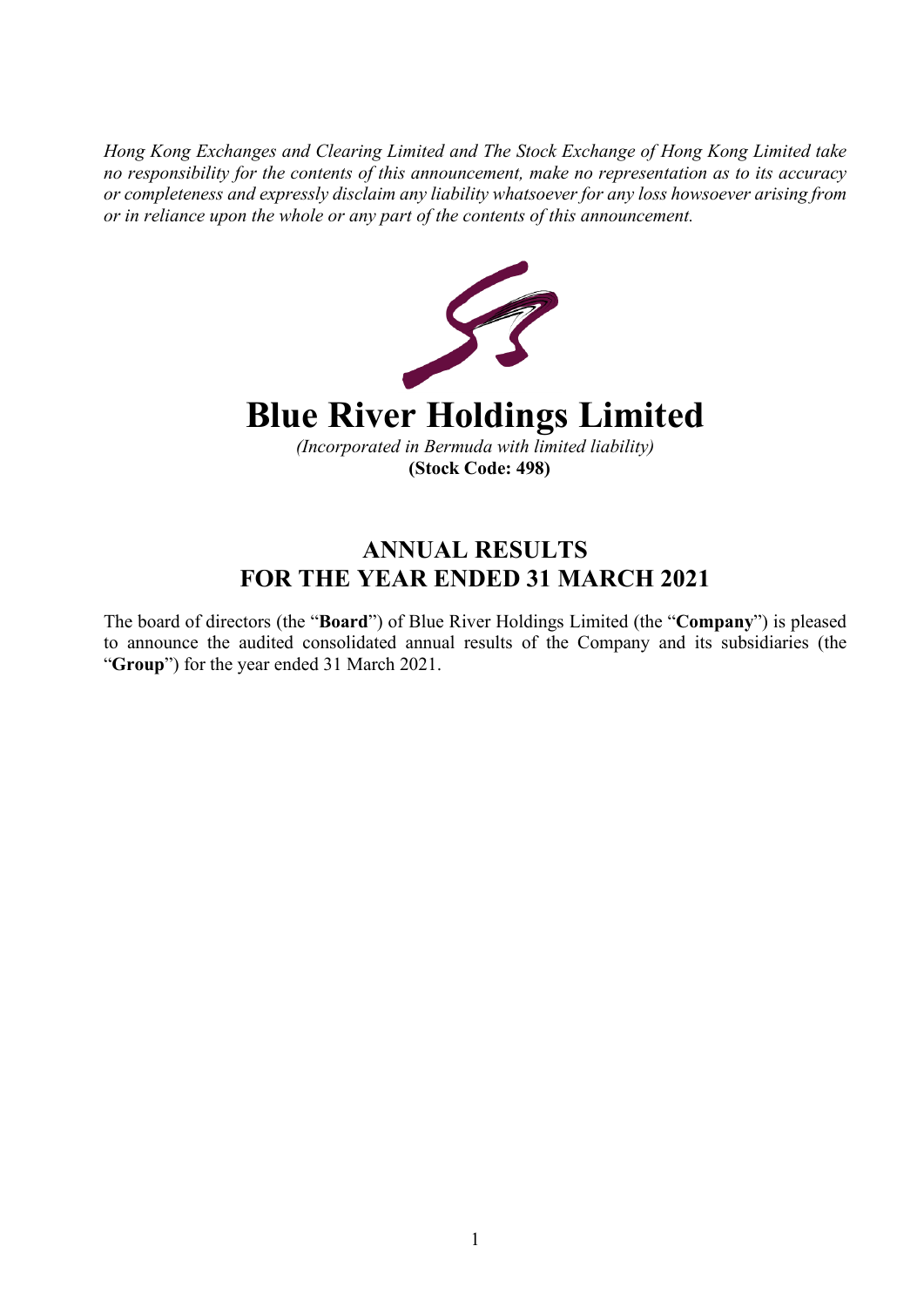*Hong Kong Exchanges and Clearing Limited and The Stock Exchange of Hong Kong Limited take no responsibility for the contents of this announcement, make no representation as to its accuracy or completeness and expressly disclaim any liability whatsoever for any loss howsoever arising from or in reliance upon the whole or any part of the contents of this announcement.*

# Blue River Holdings Limited

*(Incorporated in Bermuda with limited liability)*

**(Stock Code: 498)**

## ANNUAL RESULTS
## FOR THE YEAR ENDED 31 MARCH 2021

The board of directors (the "**Board**") of Blue River Holdings Limited (the "**Company**") is pleased to announce the audited consolidated annual results of the Company and its subsidiaries (the "**Group**") for the year ended 31 March 2021.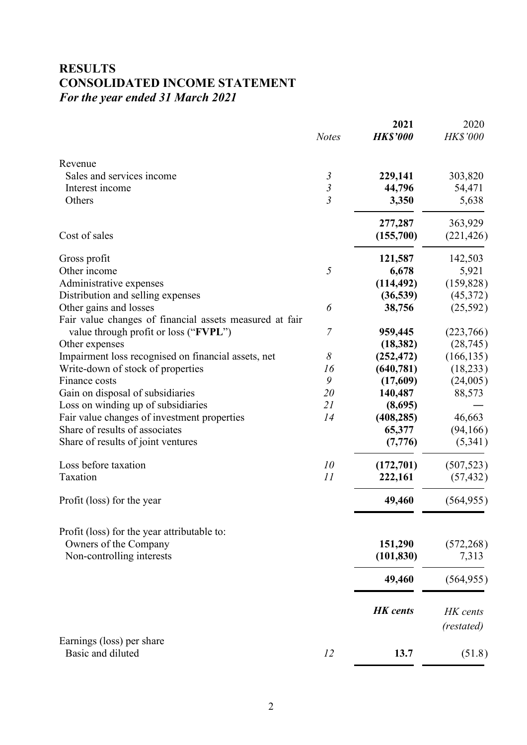# RESULTS

# CONSOLIDATED INCOME STATEMENT

*For the year ended 31 March 2021*

| | *Notes* | **2021** | 2020 |
|---|---|---|---|
| | | ***HK$'000*** | *HK$'000* |
| Revenue | | | |
| Sales and services income | *3* | **229,141** | 303,820 |
| Interest income | *3* | **44,796** | 54,471 |
| Others | *3* | **3,350** | 5,638 |
| | | **277,287** | 363,929 |
| Cost of sales | | **(155,700)** | (221,426) |
| Gross profit | | **121,587** | 142,503 |
| Other income | *5* | **6,678** | 5,921 |
| Administrative expenses | | **(114,492)** | (159,828) |
| Distribution and selling expenses | | **(36,539)** | (45,372) |
| Other gains and losses | *6* | **38,756** | (25,592) |
| Fair value changes of financial assets measured at fair value through profit or loss ("**FVPL**") | *7* | **959,445** | (223,766) |
| Other expenses | | **(18,382)** | (28,745) |
| Impairment loss recognised on financial assets, net | *8* | **(252,472)** | (166,135) |
| Write-down of stock of properties | *16* | **(640,781)** | (18,233) |
| Finance costs | *9* | **(17,609)** | (24,005) |
| Gain on disposal of subsidiaries | *20* | **140,487** | 88,573 |
| Loss on winding up of subsidiaries | *21* | **(8,695)** | — |
| Fair value changes of investment properties | *14* | **(408,285)** | 46,663 |
| Share of results of associates | | **65,377** | (94,166) |
| Share of results of joint ventures | | **(7,776)** | (5,341) |
| Loss before taxation | *10* | **(172,701)** | (507,523) |
| Taxation | *11* | **222,161** | (57,432) |
| Profit (loss) for the year | | **49,460** | (564,955) |
| Profit (loss) for the year attributable to: | | | |
| Owners of the Company | | **151,290** | (572,268) |
| Non-controlling interests | | **(101,830)** | 7,313 |
| | | **49,460** | (564,955) |
| | | ***HK cents*** | *HK cents (restated)* |
| Earnings (loss) per share | | | |
| Basic and diluted | *12* | **13.7** | (51.8) |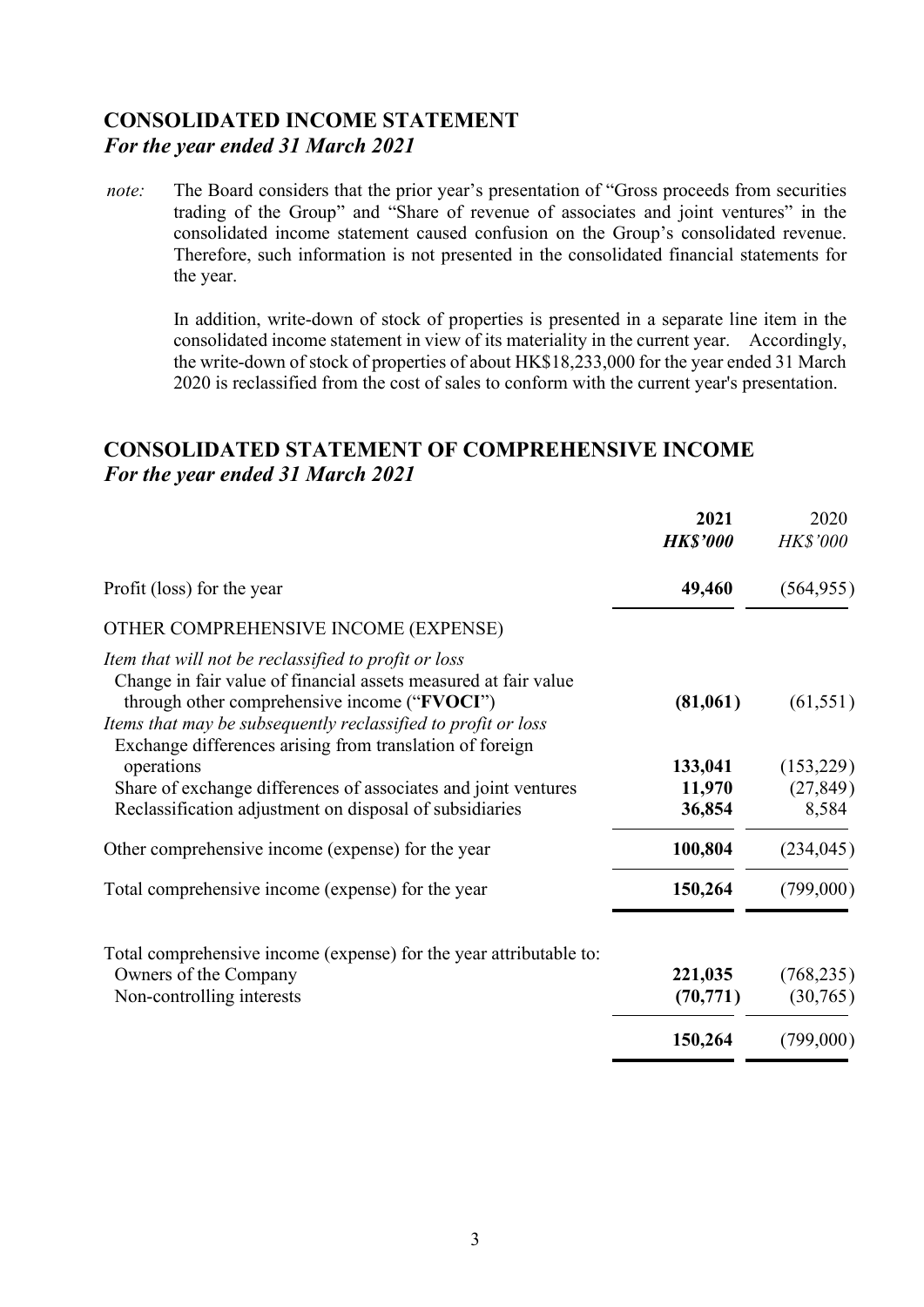## CONSOLIDATED INCOME STATEMENT
### *For the year ended 31 March 2021*

*note:* The Board considers that the prior year's presentation of "Gross proceeds from securities trading of the Group" and "Share of revenue of associates and joint ventures" in the consolidated income statement caused confusion on the Group's consolidated revenue. Therefore, such information is not presented in the consolidated financial statements for the year.

In addition, write-down of stock of properties is presented in a separate line item in the consolidated income statement in view of its materiality in the current year. Accordingly, the write-down of stock of properties of about HK$18,233,000 for the year ended 31 March 2020 is reclassified from the cost of sales to conform with the current year's presentation.

## CONSOLIDATED STATEMENT OF COMPREHENSIVE INCOME
### *For the year ended 31 March 2021*

| | **2021** | 2020 |
|---|---|---|
| | ***HK$'000*** | *HK$'000* |
| Profit (loss) for the year | **49,460** | (564,955) |
| OTHER COMPREHENSIVE INCOME (EXPENSE) | | |
| *Item that will not be reclassified to profit or loss* | | |
| Change in fair value of financial assets measured at fair value through other comprehensive income ("**FVOCI**") | **(81,061)** | (61,551) |
| *Items that may be subsequently reclassified to profit or loss* | | |
| Exchange differences arising from translation of foreign operations | **133,041** | (153,229) |
| Share of exchange differences of associates and joint ventures | **11,970** | (27,849) |
| Reclassification adjustment on disposal of subsidiaries | **36,854** | 8,584 |
| Other comprehensive income (expense) for the year | **100,804** | (234,045) |
| Total comprehensive income (expense) for the year | **150,264** | (799,000) |
| Total comprehensive income (expense) for the year attributable to: | | |
| Owners of the Company | **221,035** | (768,235) |
| Non-controlling interests | **(70,771)** | (30,765) |
| | **150,264** | (799,000) |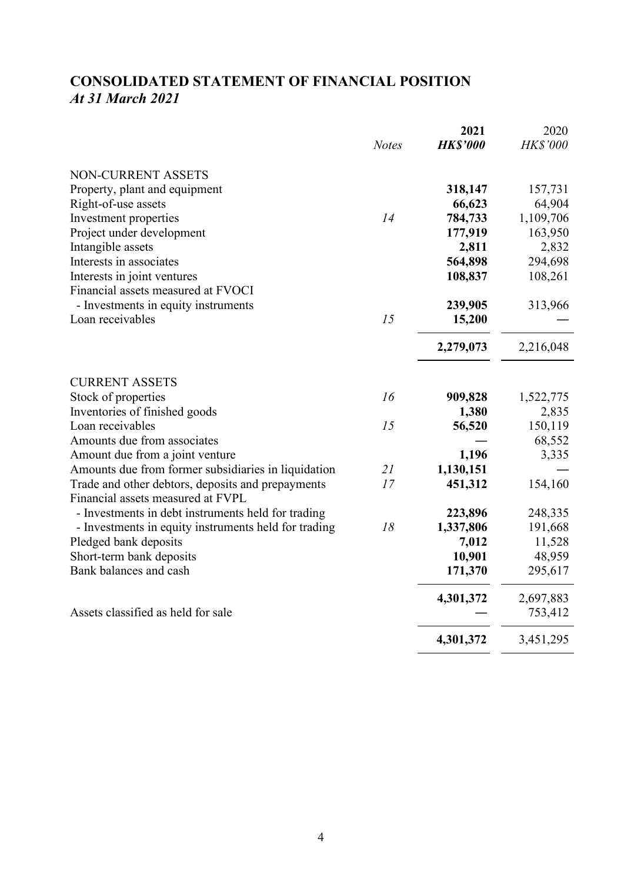# CONSOLIDATED STATEMENT OF FINANCIAL POSITION

*At 31 March 2021*

| | *Notes* | **2021** | 2020 |
|---|---|---|---|
| | | ***HK$'000*** | *HK$'000* |
| NON-CURRENT ASSETS | | | |
| Property, plant and equipment | | **318,147** | 157,731 |
| Right-of-use assets | | **66,623** | 64,904 |
| Investment properties | *14* | **784,733** | 1,109,706 |
| Project under development | | **177,919** | 163,950 |
| Intangible assets | | **2,811** | 2,832 |
| Interests in associates | | **564,898** | 294,698 |
| Interests in joint ventures | | **108,837** | 108,261 |
| Financial assets measured at FVOCI | | | |
| - Investments in equity instruments | | **239,905** | 313,966 |
| Loan receivables | *15* | **15,200** | — |
| | | **2,279,073** | 2,216,048 |
| CURRENT ASSETS | | | |
| Stock of properties | *16* | **909,828** | 1,522,775 |
| Inventories of finished goods | | **1,380** | 2,835 |
| Loan receivables | *15* | **56,520** | 150,119 |
| Amounts due from associates | | **—** | 68,552 |
| Amount due from a joint venture | | **1,196** | 3,335 |
| Amounts due from former subsidiaries in liquidation | *21* | **1,130,151** | — |
| Trade and other debtors, deposits and prepayments | *17* | **451,312** | 154,160 |
| Financial assets measured at FVPL | | | |
| - Investments in debt instruments held for trading | | **223,896** | 248,335 |
| - Investments in equity instruments held for trading | *18* | **1,337,806** | 191,668 |
| Pledged bank deposits | | **7,012** | 11,528 |
| Short-term bank deposits | | **10,901** | 48,959 |
| Bank balances and cash | | **171,370** | 295,617 |
| | | **4,301,372** | 2,697,883 |
| Assets classified as held for sale | | **—** | 753,412 |
| | | **4,301,372** | 3,451,295 |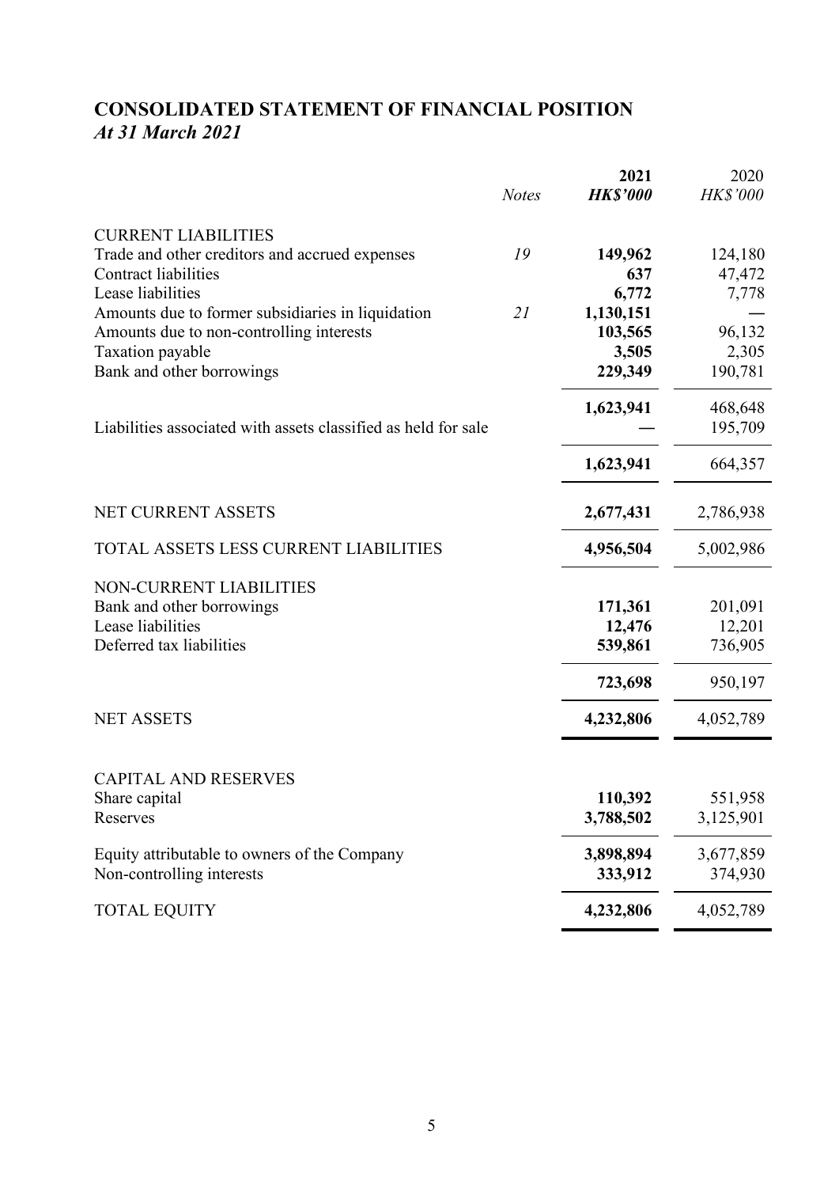# CONSOLIDATED STATEMENT OF FINANCIAL POSITION
## *At 31 March 2021*

| | *Notes* | **2021** **HK\$'000** | 2020 *HK\$'000* |
|---|---|---|---|
| CURRENT LIABILITIES | | | |
| Trade and other creditors and accrued expenses | *19* | **149,962** | 124,180 |
| Contract liabilities | | **637** | 47,472 |
| Lease liabilities | | **6,772** | 7,778 |
| Amounts due to former subsidiaries in liquidation | *21* | **1,130,151** | — |
| Amounts due to non-controlling interests | | **103,565** | 96,132 |
| Taxation payable | | **3,505** | 2,305 |
| Bank and other borrowings | | **229,349** | 190,781 |
| | | **1,623,941** | 468,648 |
| Liabilities associated with assets classified as held for sale | | **—** | 195,709 |
| | | **1,623,941** | 664,357 |
| NET CURRENT ASSETS | | **2,677,431** | 2,786,938 |
| TOTAL ASSETS LESS CURRENT LIABILITIES | | **4,956,504** | 5,002,986 |
| NON-CURRENT LIABILITIES | | | |
| Bank and other borrowings | | **171,361** | 201,091 |
| Lease liabilities | | **12,476** | 12,201 |
| Deferred tax liabilities | | **539,861** | 736,905 |
| | | **723,698** | 950,197 |
| NET ASSETS | | **4,232,806** | 4,052,789 |
| CAPITAL AND RESERVES | | | |
| Share capital | | **110,392** | 551,958 |
| Reserves | | **3,788,502** | 3,125,901 |
| Equity attributable to owners of the Company | | **3,898,894** | 3,677,859 |
| Non-controlling interests | | **333,912** | 374,930 |
| TOTAL EQUITY | | **4,232,806** | 4,052,789 |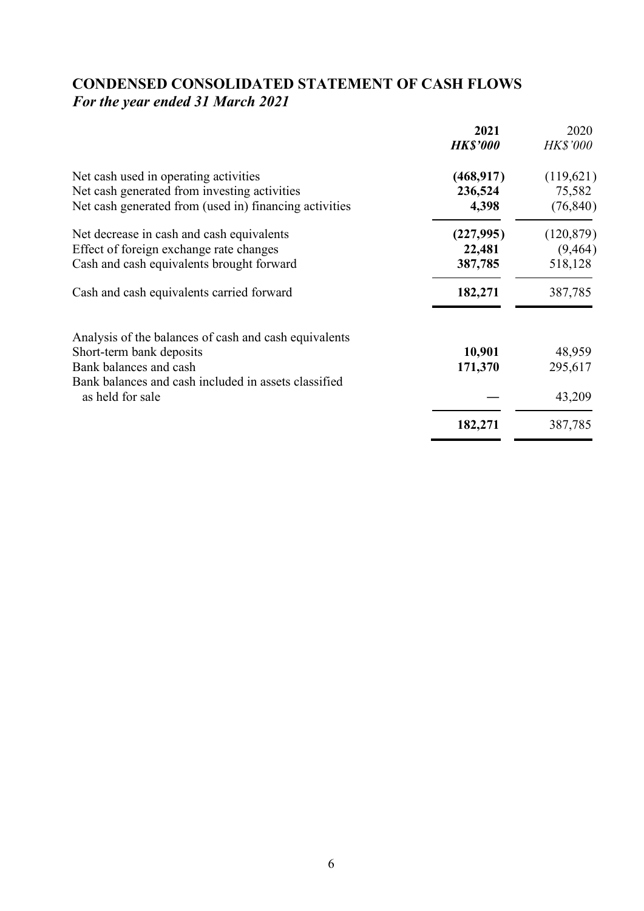# CONDENSED CONSOLIDATED STATEMENT OF CASH FLOWS
*For the year ended 31 March 2021*

| | **2021** | 2020 |
|---|---|---|
| | ***HK$'000*** | *HK$'000* |
| Net cash used in operating activities | **(468,917)** | (119,621) |
| Net cash generated from investing activities | **236,524** | 75,582 |
| Net cash generated from (used in) financing activities | **4,398** | (76,840) |
| Net decrease in cash and cash equivalents | **(227,995)** | (120,879) |
| Effect of foreign exchange rate changes | **22,481** | (9,464) |
| Cash and cash equivalents brought forward | **387,785** | 518,128 |
| Cash and cash equivalents carried forward | **182,271** | 387,785 |
| Analysis of the balances of cash and cash equivalents | | |
| Short-term bank deposits | **10,901** | 48,959 |
| Bank balances and cash | **171,370** | 295,617 |
| Bank balances and cash included in assets classified as held for sale | **—** | 43,209 |
| | **182,271** | 387,785 |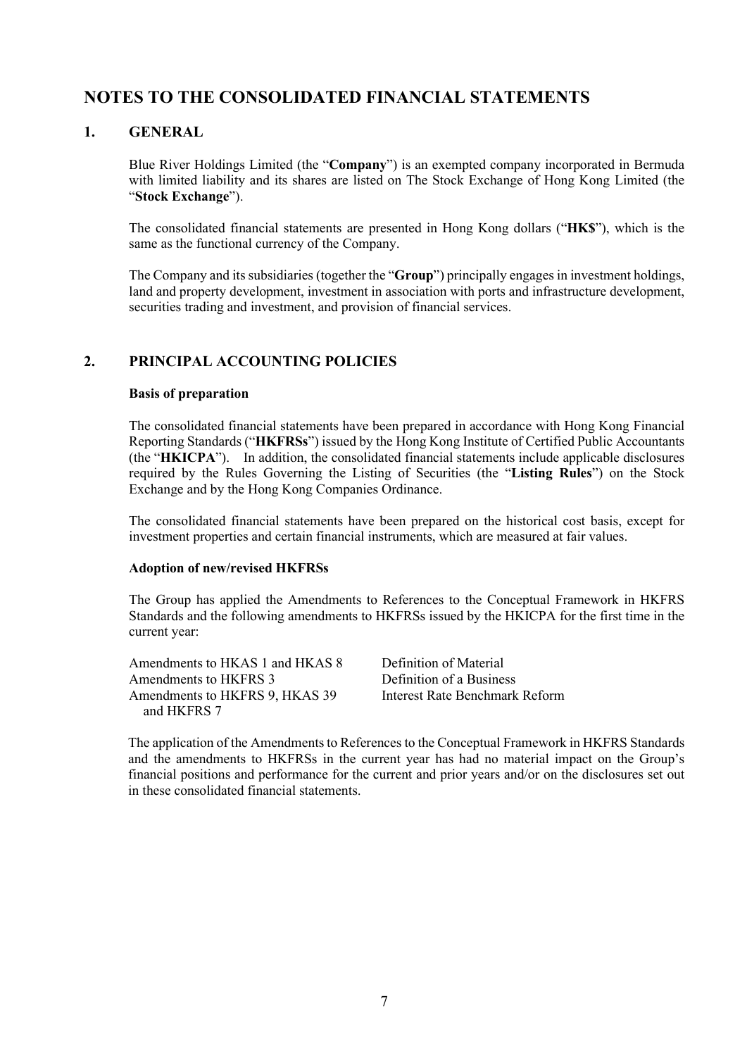# NOTES TO THE CONSOLIDATED FINANCIAL STATEMENTS

## 1. GENERAL

Blue River Holdings Limited (the "**Company**") is an exempted company incorporated in Bermuda with limited liability and its shares are listed on The Stock Exchange of Hong Kong Limited (the "**Stock Exchange**").

The consolidated financial statements are presented in Hong Kong dollars ("**HK$**"), which is the same as the functional currency of the Company.

The Company and its subsidiaries (together the "**Group**") principally engages in investment holdings, land and property development, investment in association with ports and infrastructure development, securities trading and investment, and provision of financial services.

## 2. PRINCIPAL ACCOUNTING POLICIES

### Basis of preparation

The consolidated financial statements have been prepared in accordance with Hong Kong Financial Reporting Standards ("**HKFRSs**") issued by the Hong Kong Institute of Certified Public Accountants (the "**HKICPA**"). In addition, the consolidated financial statements include applicable disclosures required by the Rules Governing the Listing of Securities (the "**Listing Rules**") on the Stock Exchange and by the Hong Kong Companies Ordinance.

The consolidated financial statements have been prepared on the historical cost basis, except for investment properties and certain financial instruments, which are measured at fair values.

### Adoption of new/revised HKFRSs

The Group has applied the Amendments to References to the Conceptual Framework in HKFRS Standards and the following amendments to HKFRSs issued by the HKICPA for the first time in the current year:

| | |
|---|---|
| Amendments to HKAS 1 and HKAS 8 | Definition of Material |
| Amendments to HKFRS 3 | Definition of a Business |
| Amendments to HKFRS 9, HKAS 39 and HKFRS 7 | Interest Rate Benchmark Reform |

The application of the Amendments to References to the Conceptual Framework in HKFRS Standards and the amendments to HKFRSs in the current year has had no material impact on the Group's financial positions and performance for the current and prior years and/or on the disclosures set out in these consolidated financial statements.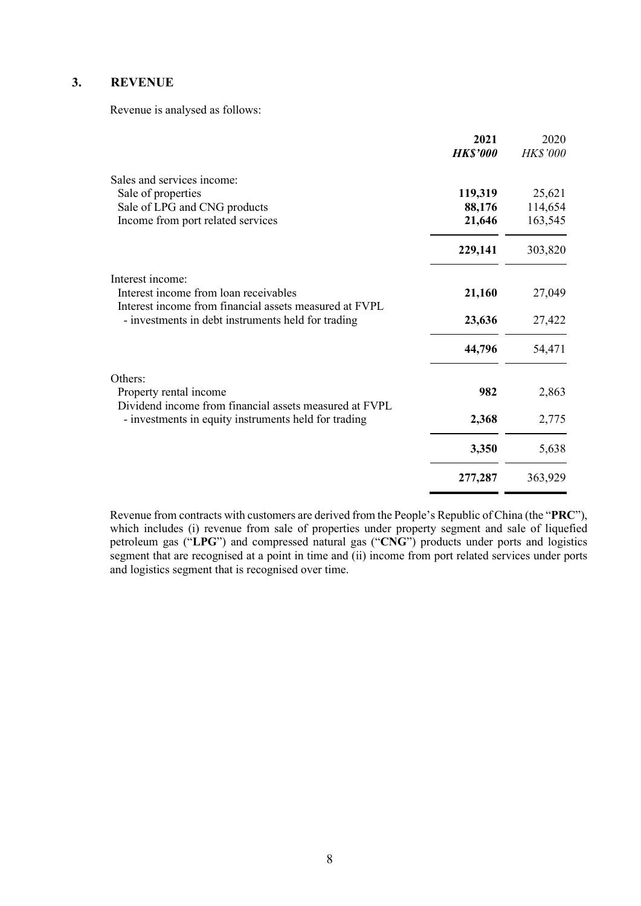## 3. REVENUE

Revenue is analysed as follows:

| | **2021** | 2020 |
|---|---|---|
| | ***HK$'000*** | *HK$'000* |
| Sales and services income: | | |
| Sale of properties | **119,319** | 25,621 |
| Sale of LPG and CNG products | **88,176** | 114,654 |
| Income from port related services | **21,646** | 163,545 |
| | **229,141** | 303,820 |
| Interest income: | | |
| Interest income from loan receivables | **21,160** | 27,049 |
| Interest income from financial assets measured at FVPL - investments in debt instruments held for trading | **23,636** | 27,422 |
| | **44,796** | 54,471 |
| Others: | | |
| Property rental income | **982** | 2,863 |
| Dividend income from financial assets measured at FVPL - investments in equity instruments held for trading | **2,368** | 2,775 |
| | **3,350** | 5,638 |
| | **277,287** | 363,929 |

Revenue from contracts with customers are derived from the People's Republic of China (the "**PRC**"), which includes (i) revenue from sale of properties under property segment and sale of liquefied petroleum gas ("**LPG**") and compressed natural gas ("**CNG**") products under ports and logistics segment that are recognised at a point in time and (ii) income from port related services under ports and logistics segment that is recognised over time.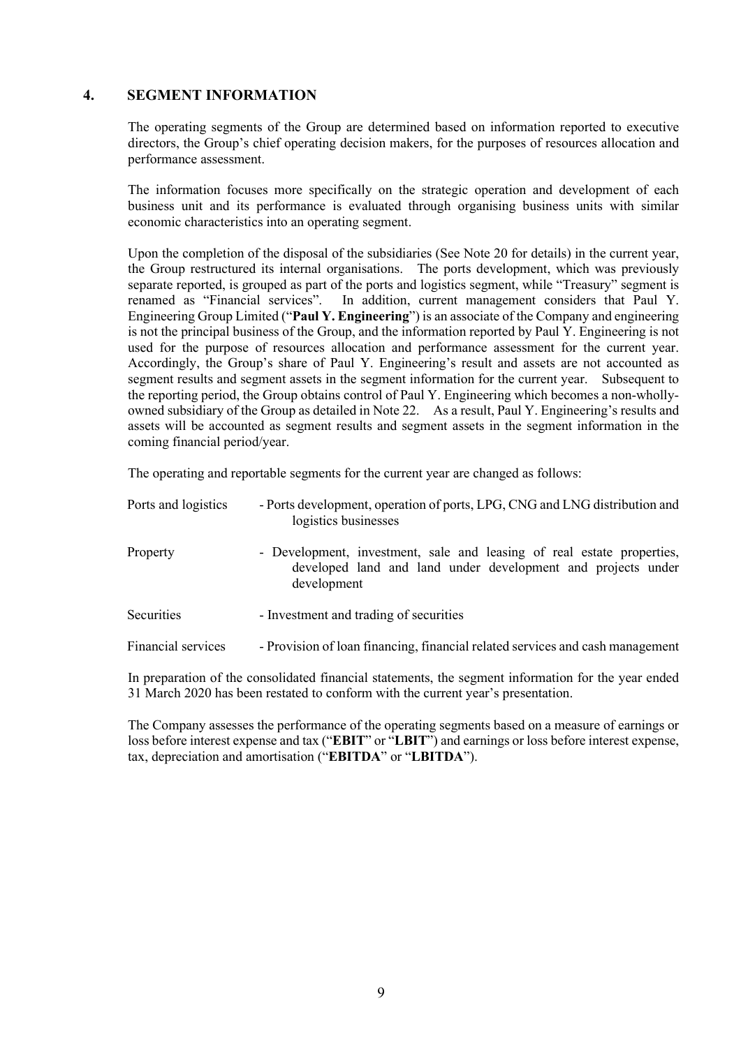## 4. SEGMENT INFORMATION

The operating segments of the Group are determined based on information reported to executive directors, the Group's chief operating decision makers, for the purposes of resources allocation and performance assessment.

The information focuses more specifically on the strategic operation and development of each business unit and its performance is evaluated through organising business units with similar economic characteristics into an operating segment.

Upon the completion of the disposal of the subsidiaries (See Note 20 for details) in the current year, the Group restructured its internal organisations. The ports development, which was previously separate reported, is grouped as part of the ports and logistics segment, while "Treasury" segment is renamed as "Financial services". In addition, current management considers that Paul Y. Engineering Group Limited ("**Paul Y. Engineering**") is an associate of the Company and engineering is not the principal business of the Group, and the information reported by Paul Y. Engineering is not used for the purpose of resources allocation and performance assessment for the current year. Accordingly, the Group's share of Paul Y. Engineering's result and assets are not accounted as segment results and segment assets in the segment information for the current year. Subsequent to the reporting period, the Group obtains control of Paul Y. Engineering which becomes a non-wholly-owned subsidiary of the Group as detailed in Note 22. As a result, Paul Y. Engineering's results and assets will be accounted as segment results and segment assets in the segment information in the coming financial period/year.

The operating and reportable segments for the current year are changed as follows:

| | |
|---|---|
| Ports and logistics | - Ports development, operation of ports, LPG, CNG and LNG distribution and logistics businesses |
| Property | - Development, investment, sale and leasing of real estate properties, developed land and land under development and projects under development |
| Securities | - Investment and trading of securities |
| Financial services | - Provision of loan financing, financial related services and cash management |

In preparation of the consolidated financial statements, the segment information for the year ended 31 March 2020 has been restated to conform with the current year's presentation.

The Company assesses the performance of the operating segments based on a measure of earnings or loss before interest expense and tax ("**EBIT**" or "**LBIT**") and earnings or loss before interest expense, tax, depreciation and amortisation ("**EBITDA**" or "**LBITDA**").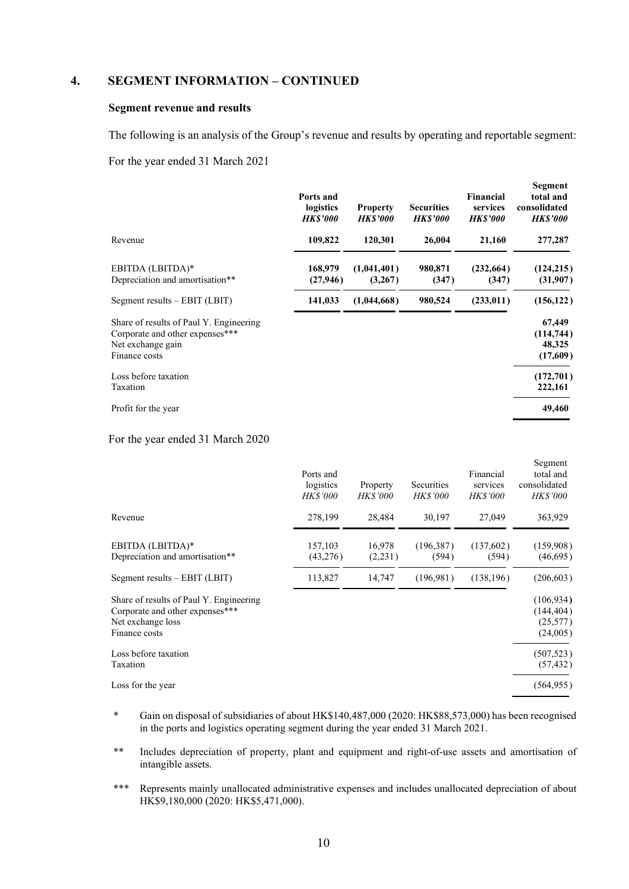## 4. SEGMENT INFORMATION – CONTINUED

### Segment revenue and results

The following is an analysis of the Group's revenue and results by operating and reportable segment:

For the year ended 31 March 2021

| | **Ports and logistics** *HK$'000* | **Property** *HK$'000* | **Securities** *HK$'000* | **Financial services** *HK$'000* | **Segment total and consolidated** *HK$'000* |
|---|---|---|---|---|---|
| Revenue | **109,822** | **120,301** | **26,004** | **21,160** | **277,287** |
| EBITDA (LBITDA)* | **168,979** | **(1,041,401)** | **980,871** | **(232,664)** | **(124,215)** |
| Depreciation and amortisation** | **(27,946)** | **(3,267)** | **(347)** | **(347)** | **(31,907)** |
| Segment results – EBIT (LBIT) | **141,033** | **(1,044,668)** | **980,524** | **(233,011)** | **(156,122)** |
| Share of results of Paul Y. Engineering | | | | | **67,449** |
| Corporate and other expenses*** | | | | | **(114,744)** |
| Net exchange gain | | | | | **48,325** |
| Finance costs | | | | | **(17,609)** |
| Loss before taxation | | | | | **(172,701)** |
| Taxation | | | | | **222,161** |
| Profit for the year | | | | | **49,460** |

For the year ended 31 March 2020

| | Ports and logistics *HK$'000* | Property *HK$'000* | Securities *HK$'000* | Financial services *HK$'000* | Segment total and consolidated *HK$'000* |
|---|---|---|---|---|---|
| Revenue | 278,199 | 28,484 | 30,197 | 27,049 | 363,929 |
| EBITDA (LBITDA)* | 157,103 | 16,978 | (196,387) | (137,602) | (159,908) |
| Depreciation and amortisation** | (43,276) | (2,231) | (594) | (594) | (46,695) |
| Segment results – EBIT (LBIT) | 113,827 | 14,747 | (196,981) | (138,196) | (206,603) |
| Share of results of Paul Y. Engineering | | | | | (106,934) |
| Corporate and other expenses*** | | | | | (144,404) |
| Net exchange loss | | | | | (25,577) |
| Finance costs | | | | | (24,005) |
| Loss before taxation | | | | | (507,523) |
| Taxation | | | | | (57,432) |
| Loss for the year | | | | | (564,955) |

\* Gain on disposal of subsidiaries of about HK$140,487,000 (2020: HK$88,573,000) has been recognised in the ports and logistics operating segment during the year ended 31 March 2021.

\*\* Includes depreciation of property, plant and equipment and right-of-use assets and amortisation of intangible assets.

\*\*\* Represents mainly unallocated administrative expenses and includes unallocated depreciation of about HK$9,180,000 (2020: HK$5,471,000).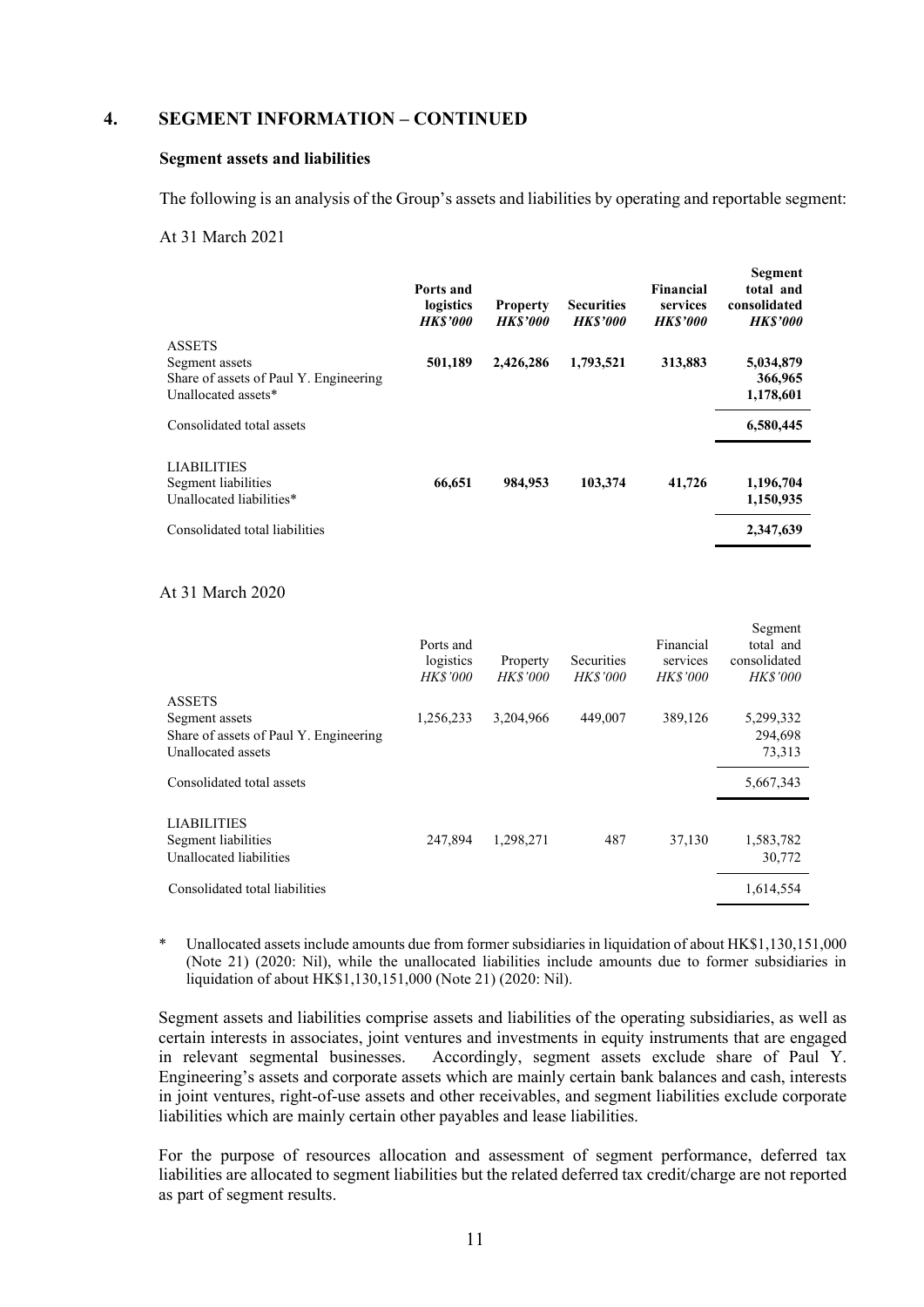## 4. SEGMENT INFORMATION – CONTINUED

### Segment assets and liabilities

The following is an analysis of the Group's assets and liabilities by operating and reportable segment:

At 31 March 2021

| | **Ports and logistics** *HK$'000* | **Property** *HK$'000* | **Securities** *HK$'000* | **Financial services** *HK$'000* | **Segment total and consolidated** *HK$'000* |
|---|---|---|---|---|---|
| ASSETS | | | | | |
| Segment assets | **501,189** | **2,426,286** | **1,793,521** | **313,883** | **5,034,879** |
| Share of assets of Paul Y. Engineering | | | | | **366,965** |
| Unallocated assets* | | | | | **1,178,601** |
| Consolidated total assets | | | | | **6,580,445** |
| LIABILITIES | | | | | |
| Segment liabilities | **66,651** | **984,953** | **103,374** | **41,726** | **1,196,704** |
| Unallocated liabilities* | | | | | **1,150,935** |
| Consolidated total liabilities | | | | | **2,347,639** |

At 31 March 2020

| | Ports and logistics *HK$'000* | Property *HK$'000* | Securities *HK$'000* | Financial services *HK$'000* | Segment total and consolidated *HK$'000* |
|---|---|---|---|---|---|
| ASSETS | | | | | |
| Segment assets | 1,256,233 | 3,204,966 | 449,007 | 389,126 | 5,299,332 |
| Share of assets of Paul Y. Engineering | | | | | 294,698 |
| Unallocated assets | | | | | 73,313 |
| Consolidated total assets | | | | | 5,667,343 |
| LIABILITIES | | | | | |
| Segment liabilities | 247,894 | 1,298,271 | 487 | 37,130 | 1,583,782 |
| Unallocated liabilities | | | | | 30,772 |
| Consolidated total liabilities | | | | | 1,614,554 |

\* Unallocated assets include amounts due from former subsidiaries in liquidation of about HK$1,130,151,000 (Note 21) (2020: Nil), while the unallocated liabilities include amounts due to former subsidiaries in liquidation of about HK$1,130,151,000 (Note 21) (2020: Nil).

Segment assets and liabilities comprise assets and liabilities of the operating subsidiaries, as well as certain interests in associates, joint ventures and investments in equity instruments that are engaged in relevant segmental businesses. Accordingly, segment assets exclude share of Paul Y. Engineering's assets and corporate assets which are mainly certain bank balances and cash, interests in joint ventures, right-of-use assets and other receivables, and segment liabilities exclude corporate liabilities which are mainly certain other payables and lease liabilities.

For the purpose of resources allocation and assessment of segment performance, deferred tax liabilities are allocated to segment liabilities but the related deferred tax credit/charge are not reported as part of segment results.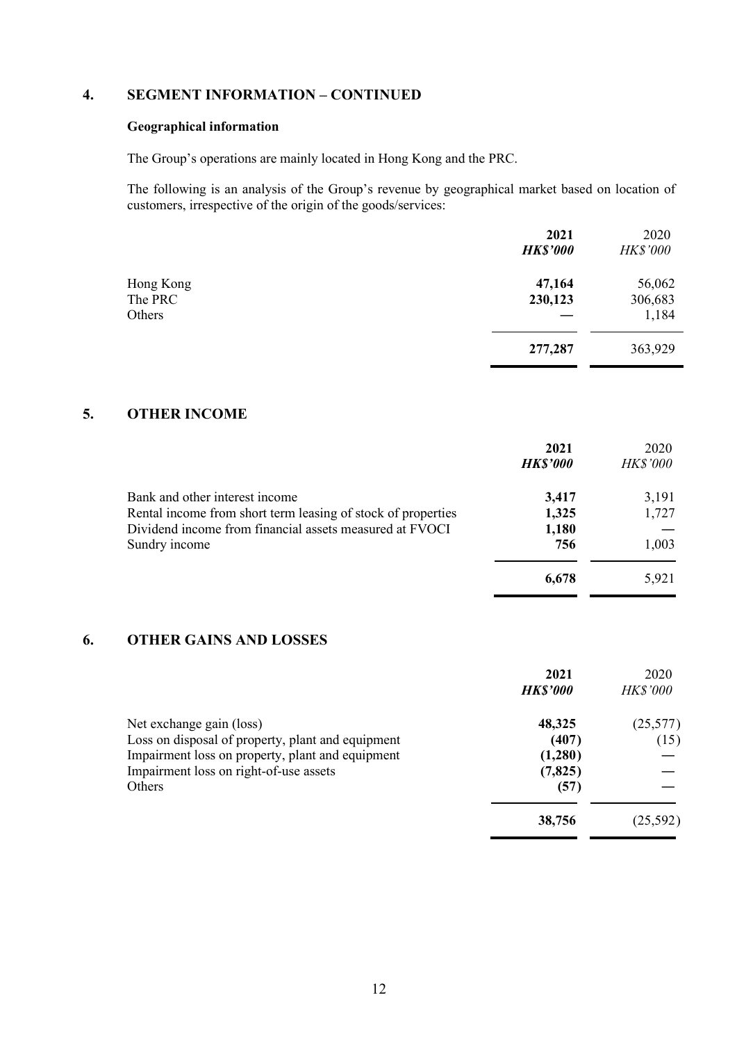## 4. SEGMENT INFORMATION – CONTINUED

### Geographical information

The Group's operations are mainly located in Hong Kong and the PRC.

The following is an analysis of the Group's revenue by geographical market based on location of customers, irrespective of the origin of the goods/services:

| | **2021** | 2020 |
|---|---|---|
| | ***HK$'000*** | *HK$'000* |
| Hong Kong | **47,164** | 56,062 |
| The PRC | **230,123** | 306,683 |
| Others | **—** | 1,184 |
| | **277,287** | 363,929 |

## 5. OTHER INCOME

| | **2021** | 2020 |
|---|---|---|
| | ***HK$'000*** | *HK$'000* |
| Bank and other interest income | **3,417** | 3,191 |
| Rental income from short term leasing of stock of properties | **1,325** | 1,727 |
| Dividend income from financial assets measured at FVOCI | **1,180** | — |
| Sundry income | **756** | 1,003 |
| | **6,678** | 5,921 |

## 6. OTHER GAINS AND LOSSES

| | **2021** | 2020 |
|---|---|---|
| | ***HK$'000*** | *HK$'000* |
| Net exchange gain (loss) | **48,325** | (25,577) |
| Loss on disposal of property, plant and equipment | **(407)** | (15) |
| Impairment loss on property, plant and equipment | **(1,280)** | — |
| Impairment loss on right-of-use assets | **(7,825)** | — |
| Others | **(57)** | — |
| | **38,756** | (25,592) |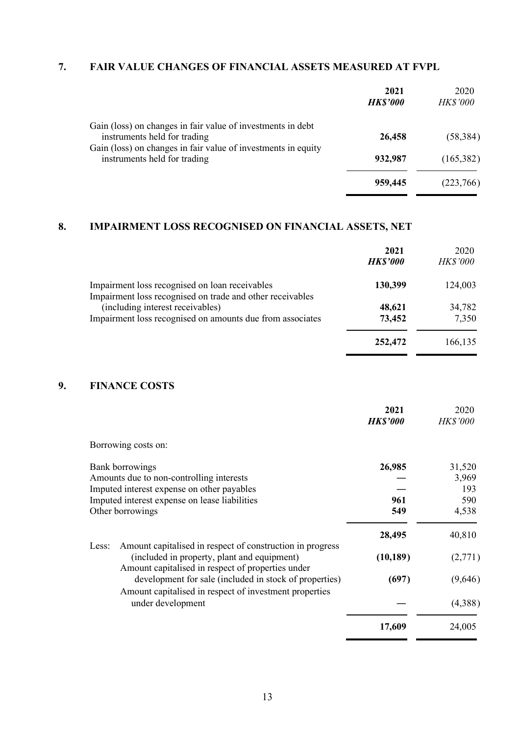## 7. FAIR VALUE CHANGES OF FINANCIAL ASSETS MEASURED AT FVPL

| | **2021** | 2020 |
|---|---|---|
| | ***HK$'000*** | *HK$'000* |
| Gain (loss) on changes in fair value of investments in debt instruments held for trading | **26,458** | (58,384) |
| Gain (loss) on changes in fair value of investments in equity instruments held for trading | **932,987** | (165,382) |
| | **959,445** | (223,766) |

## 8. IMPAIRMENT LOSS RECOGNISED ON FINANCIAL ASSETS, NET

| | **2021** | 2020 |
|---|---|---|
| | ***HK$'000*** | *HK$'000* |
| Impairment loss recognised on loan receivables | **130,399** | 124,003 |
| Impairment loss recognised on trade and other receivables (including interest receivables) | **48,621** | 34,782 |
| Impairment loss recognised on amounts due from associates | **73,452** | 7,350 |
| | **252,472** | 166,135 |

## 9. FINANCE COSTS

| | **2021** | 2020 |
|---|---|---|
| | ***HK$'000*** | *HK$'000* |
| Borrowing costs on: | | |
| Bank borrowings | **26,985** | 31,520 |
| Amounts due to non-controlling interests | **—** | 3,969 |
| Imputed interest expense on other payables | **—** | 193 |
| Imputed interest expense on lease liabilities | **961** | 590 |
| Other borrowings | **549** | 4,538 |
| | **28,495** | 40,810 |
| Less: Amount capitalised in respect of construction in progress (included in property, plant and equipment) | **(10,189)** | (2,771) |
| Amount capitalised in respect of properties under development for sale (included in stock of properties) | **(697)** | (9,646) |
| Amount capitalised in respect of investment properties under development | **—** | (4,388) |
| | **17,609** | 24,005 |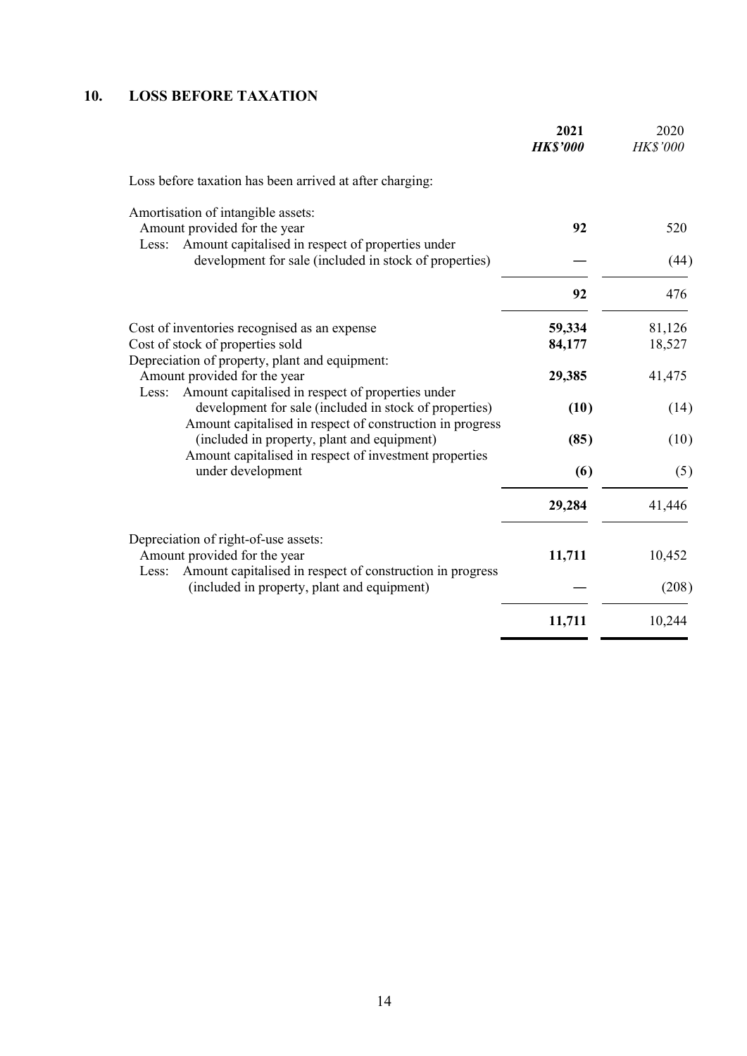## 10. LOSS BEFORE TAXATION

| | **2021** *HK$'000* | 2020 *HK$'000* |
|---|---|---|
| Loss before taxation has been arrived at after charging: | | |
| Amortisation of intangible assets: | | |
| Amount provided for the year | **92** | 520 |
| Less: Amount capitalised in respect of properties under development for sale (included in stock of properties) | **—** | (44) |
| | **92** | 476 |
| Cost of inventories recognised as an expense | **59,334** | 81,126 |
| Cost of stock of properties sold | **84,177** | 18,527 |
| Depreciation of property, plant and equipment: | | |
| Amount provided for the year | **29,385** | 41,475 |
| Less: Amount capitalised in respect of properties under development for sale (included in stock of properties) | **(10)** | (14) |
| Amount capitalised in respect of construction in progress (included in property, plant and equipment) | **(85)** | (10) |
| Amount capitalised in respect of investment properties under development | **(6)** | (5) |
| | **29,284** | 41,446 |
| Depreciation of right-of-use assets: | | |
| Amount provided for the year | **11,711** | 10,452 |
| Less: Amount capitalised in respect of construction in progress (included in property, plant and equipment) | **—** | (208) |
| | **11,711** | 10,244 |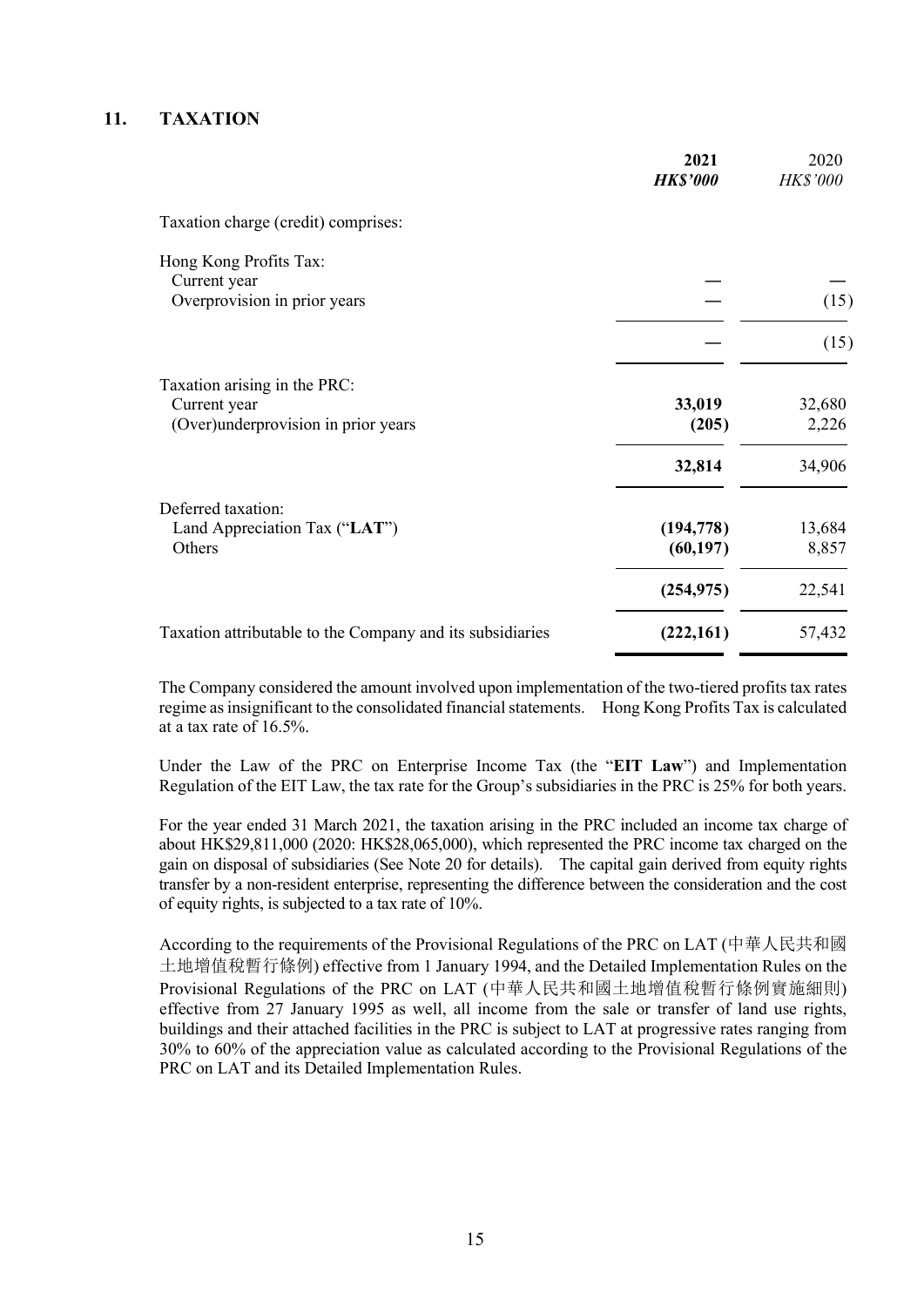## 11. TAXATION

| | 2021 | 2020 |
|---|---|---|
| | ***HK$'000*** | *HK$'000* |
| Taxation charge (credit) comprises: | | |
| Hong Kong Profits Tax: | | |
| Current year | **—** | — |
| Overprovision in prior years | **—** | (15) |
| | **—** | (15) |
| Taxation arising in the PRC: | | |
| Current year | **33,019** | 32,680 |
| (Over)underprovision in prior years | **(205)** | 2,226 |
| | **32,814** | 34,906 |
| Deferred taxation: | | |
| Land Appreciation Tax ("**LAT**") | **(194,778)** | 13,684 |
| Others | **(60,197)** | 8,857 |
| | **(254,975)** | 22,541 |
| Taxation attributable to the Company and its subsidiaries | **(222,161)** | 57,432 |

The Company considered the amount involved upon implementation of the two-tiered profits tax rates regime as insignificant to the consolidated financial statements. Hong Kong Profits Tax is calculated at a tax rate of 16.5%.

Under the Law of the PRC on Enterprise Income Tax (the "**EIT Law**") and Implementation Regulation of the EIT Law, the tax rate for the Group's subsidiaries in the PRC is 25% for both years.

For the year ended 31 March 2021, the taxation arising in the PRC included an income tax charge of about HK$29,811,000 (2020: HK$28,065,000), which represented the PRC income tax charged on the gain on disposal of subsidiaries (See Note 20 for details). The capital gain derived from equity rights transfer by a non-resident enterprise, representing the difference between the consideration and the cost of equity rights, is subjected to a tax rate of 10%.

According to the requirements of the Provisional Regulations of the PRC on LAT (中華人民共和國土地增值稅暫行條例) effective from 1 January 1994, and the Detailed Implementation Rules on the Provisional Regulations of the PRC on LAT (中華人民共和國土地增值稅暫行條例實施細則) effective from 27 January 1995 as well, all income from the sale or transfer of land use rights, buildings and their attached facilities in the PRC is subject to LAT at progressive rates ranging from 30% to 60% of the appreciation value as calculated according to the Provisional Regulations of the PRC on LAT and its Detailed Implementation Rules.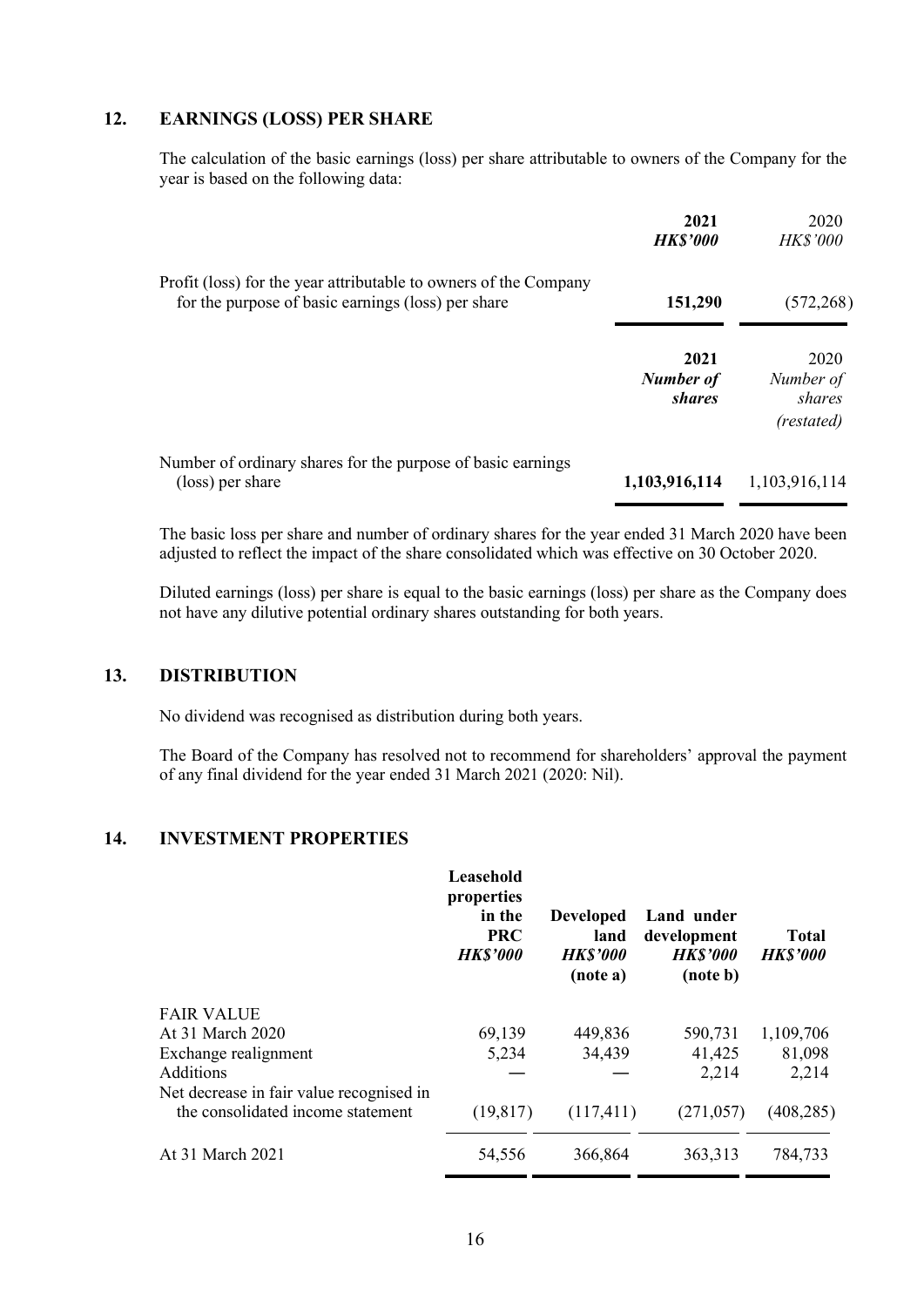## 12. EARNINGS (LOSS) PER SHARE

The calculation of the basic earnings (loss) per share attributable to owners of the Company for the year is based on the following data:

| | **2021** | 2020 |
|---|---|---|
| | ***HK$'000*** | *HK$'000* |
| Profit (loss) for the year attributable to owners of the Company for the purpose of basic earnings (loss) per share | **151,290** | (572,268) |

| | **2021** | 2020 |
|---|---|---|
| | ***Number of shares*** | *Number of shares* |
| | | *(restated)* |
| Number of ordinary shares for the purpose of basic earnings (loss) per share | **1,103,916,114** | 1,103,916,114 |

The basic loss per share and number of ordinary shares for the year ended 31 March 2020 have been adjusted to reflect the impact of the share consolidated which was effective on 30 October 2020.

Diluted earnings (loss) per share is equal to the basic earnings (loss) per share as the Company does not have any dilutive potential ordinary shares outstanding for both years.

## 13. DISTRIBUTION

No dividend was recognised as distribution during both years.

The Board of the Company has resolved not to recommend for shareholders' approval the payment of any final dividend for the year ended 31 March 2021 (2020: Nil).

## 14. INVESTMENT PROPERTIES

| | **Leasehold properties in the PRC** | **Developed land** | **Land under development** | **Total** |
|---|---|---|---|---|
| | ***HK$'000*** | ***HK$'000*** | ***HK$'000*** | ***HK$'000*** |
| | | **(note a)** | **(note b)** | |
| FAIR VALUE | | | | |
| At 31 March 2020 | 69,139 | 449,836 | 590,731 | 1,109,706 |
| Exchange realignment | 5,234 | 34,439 | 41,425 | 81,098 |
| Additions | — | — | 2,214 | 2,214 |
| Net decrease in fair value recognised in the consolidated income statement | (19,817) | (117,411) | (271,057) | (408,285) |
| At 31 March 2021 | 54,556 | 366,864 | 363,313 | 784,733 |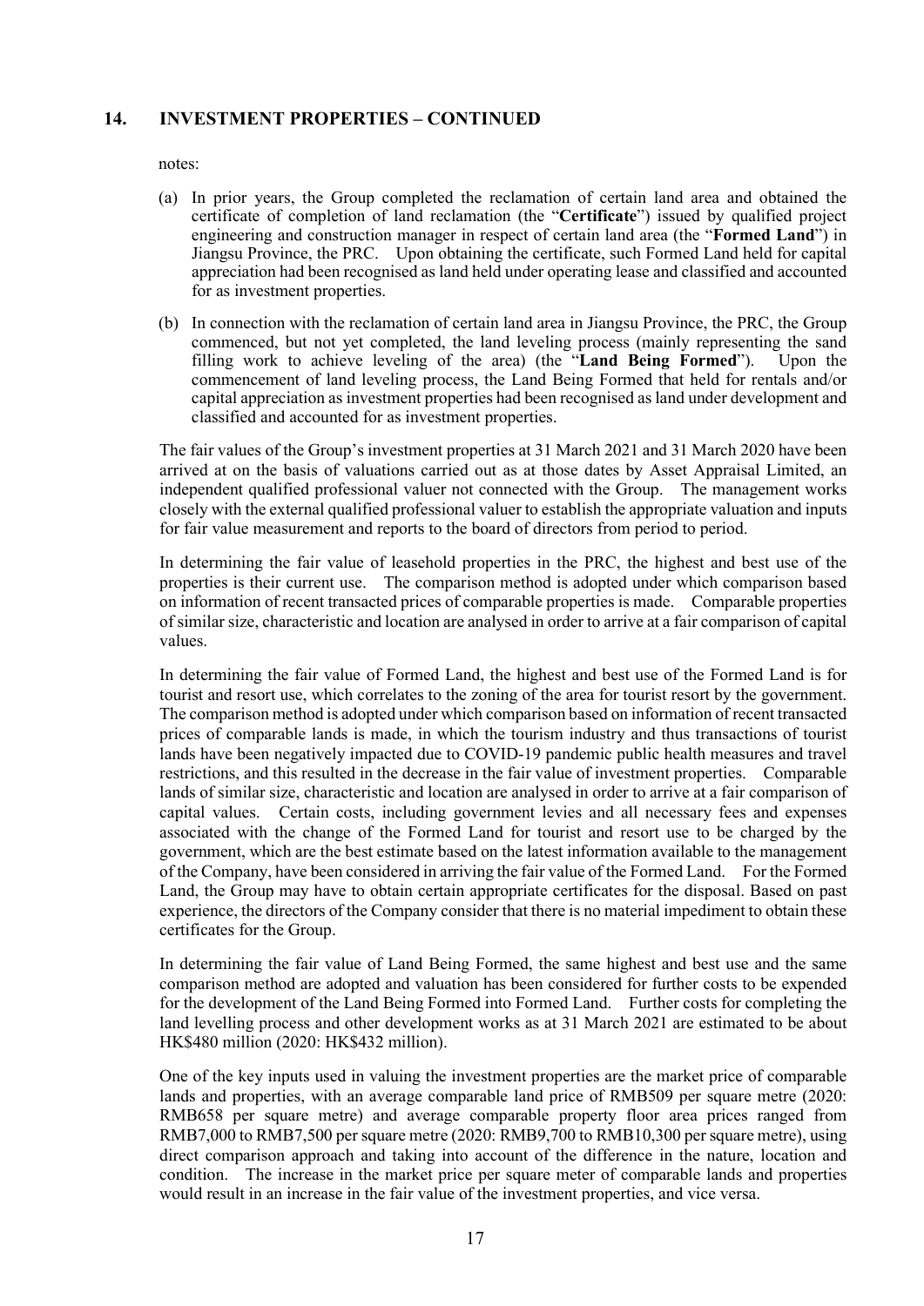## 14. INVESTMENT PROPERTIES – CONTINUED

notes:

(a) In prior years, the Group completed the reclamation of certain land area and obtained the certificate of completion of land reclamation (the "**Certificate**") issued by qualified project engineering and construction manager in respect of certain land area (the "**Formed Land**") in Jiangsu Province, the PRC. Upon obtaining the certificate, such Formed Land held for capital appreciation had been recognised as land held under operating lease and classified and accounted for as investment properties.

(b) In connection with the reclamation of certain land area in Jiangsu Province, the PRC, the Group commenced, but not yet completed, the land leveling process (mainly representing the sand filling work to achieve leveling of the area) (the "**Land Being Formed**"). Upon the commencement of land leveling process, the Land Being Formed that held for rentals and/or capital appreciation as investment properties had been recognised as land under development and classified and accounted for as investment properties.

The fair values of the Group's investment properties at 31 March 2021 and 31 March 2020 have been arrived at on the basis of valuations carried out as at those dates by Asset Appraisal Limited, an independent qualified professional valuer not connected with the Group. The management works closely with the external qualified professional valuer to establish the appropriate valuation and inputs for fair value measurement and reports to the board of directors from period to period.

In determining the fair value of leasehold properties in the PRC, the highest and best use of the properties is their current use. The comparison method is adopted under which comparison based on information of recent transacted prices of comparable properties is made. Comparable properties of similar size, characteristic and location are analysed in order to arrive at a fair comparison of capital values.

In determining the fair value of Formed Land, the highest and best use of the Formed Land is for tourist and resort use, which correlates to the zoning of the area for tourist resort by the government. The comparison method is adopted under which comparison based on information of recent transacted prices of comparable lands is made, in which the tourism industry and thus transactions of tourist lands have been negatively impacted due to COVID-19 pandemic public health measures and travel restrictions, and this resulted in the decrease in the fair value of investment properties. Comparable lands of similar size, characteristic and location are analysed in order to arrive at a fair comparison of capital values. Certain costs, including government levies and all necessary fees and expenses associated with the change of the Formed Land for tourist and resort use to be charged by the government, which are the best estimate based on the latest information available to the management of the Company, have been considered in arriving the fair value of the Formed Land. For the Formed Land, the Group may have to obtain certain appropriate certificates for the disposal. Based on past experience, the directors of the Company consider that there is no material impediment to obtain these certificates for the Group.

In determining the fair value of Land Being Formed, the same highest and best use and the same comparison method are adopted and valuation has been considered for further costs to be expended for the development of the Land Being Formed into Formed Land. Further costs for completing the land levelling process and other development works as at 31 March 2021 are estimated to be about HK$480 million (2020: HK$432 million).

One of the key inputs used in valuing the investment properties are the market price of comparable lands and properties, with an average comparable land price of RMB509 per square metre (2020: RMB658 per square metre) and average comparable property floor area prices ranged from RMB7,000 to RMB7,500 per square metre (2020: RMB9,700 to RMB10,300 per square metre), using direct comparison approach and taking into account of the difference in the nature, location and condition. The increase in the market price per square meter of comparable lands and properties would result in an increase in the fair value of the investment properties, and vice versa.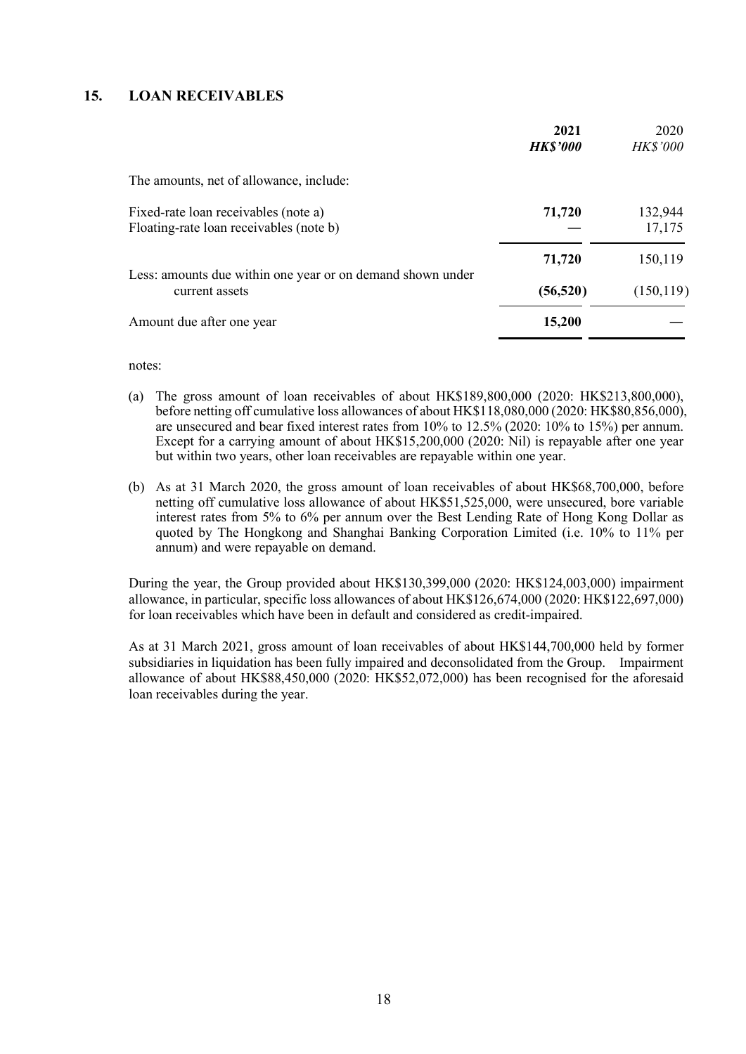## 15. LOAN RECEIVABLES

| | 2021 | 2020 |
|---|---|---|
| | ***HK$'000*** | *HK$'000* |
| The amounts, net of allowance, include: | | |
| Fixed-rate loan receivables (note a) | **71,720** | 132,944 |
| Floating-rate loan receivables (note b) | **—** | 17,175 |
| | **71,720** | 150,119 |
| Less: amounts due within one year or on demand shown under current assets | **(56,520)** | (150,119) |
| Amount due after one year | **15,200** | — |

notes:

(a) The gross amount of loan receivables of about HK$189,800,000 (2020: HK$213,800,000), before netting off cumulative loss allowances of about HK$118,080,000 (2020: HK$80,856,000), are unsecured and bear fixed interest rates from 10% to 12.5% (2020: 10% to 15%) per annum. Except for a carrying amount of about HK$15,200,000 (2020: Nil) is repayable after one year but within two years, other loan receivables are repayable within one year.

(b) As at 31 March 2020, the gross amount of loan receivables of about HK$68,700,000, before netting off cumulative loss allowance of about HK$51,525,000, were unsecured, bore variable interest rates from 5% to 6% per annum over the Best Lending Rate of Hong Kong Dollar as quoted by The Hongkong and Shanghai Banking Corporation Limited (i.e. 10% to 11% per annum) and were repayable on demand.

During the year, the Group provided about HK$130,399,000 (2020: HK$124,003,000) impairment allowance, in particular, specific loss allowances of about HK$126,674,000 (2020: HK$122,697,000) for loan receivables which have been in default and considered as credit-impaired.

As at 31 March 2021, gross amount of loan receivables of about HK$144,700,000 held by former subsidiaries in liquidation has been fully impaired and deconsolidated from the Group. Impairment allowance of about HK$88,450,000 (2020: HK$52,072,000) has been recognised for the aforesaid loan receivables during the year.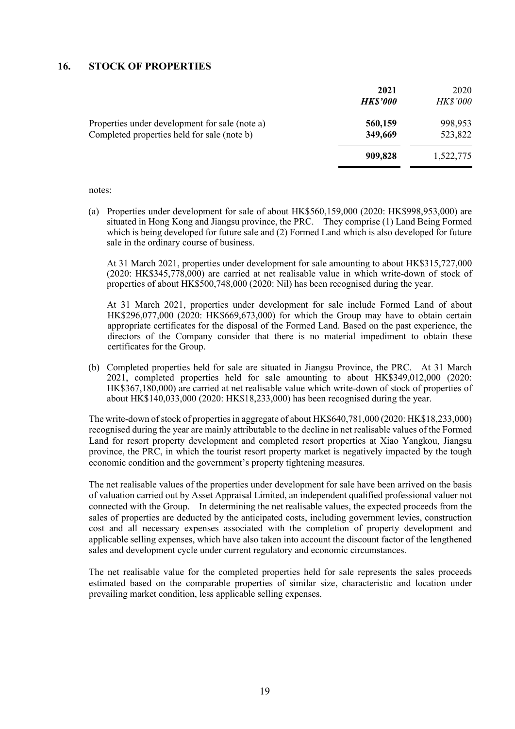## 16. STOCK OF PROPERTIES

| | **2021** | 2020 |
|---|---|---|
| | ***HK$'000*** | *HK$'000* |
| Properties under development for sale (note a) | **560,159** | 998,953 |
| Completed properties held for sale (note b) | **349,669** | 523,822 |
| | **909,828** | 1,522,775 |

notes:

(a) Properties under development for sale of about HK$560,159,000 (2020: HK$998,953,000) are situated in Hong Kong and Jiangsu province, the PRC. They comprise (1) Land Being Formed which is being developed for future sale and (2) Formed Land which is also developed for future sale in the ordinary course of business.

At 31 March 2021, properties under development for sale amounting to about HK$315,727,000 (2020: HK$345,778,000) are carried at net realisable value in which write-down of stock of properties of about HK$500,748,000 (2020: Nil) has been recognised during the year.

At 31 March 2021, properties under development for sale include Formed Land of about HK$296,077,000 (2020: HK$669,673,000) for which the Group may have to obtain certain appropriate certificates for the disposal of the Formed Land. Based on the past experience, the directors of the Company consider that there is no material impediment to obtain these certificates for the Group.

(b) Completed properties held for sale are situated in Jiangsu Province, the PRC. At 31 March 2021, completed properties held for sale amounting to about HK$349,012,000 (2020: HK$367,180,000) are carried at net realisable value which write-down of stock of properties of about HK$140,033,000 (2020: HK$18,233,000) has been recognised during the year.

The write-down of stock of properties in aggregate of about HK$640,781,000 (2020: HK$18,233,000) recognised during the year are mainly attributable to the decline in net realisable values of the Formed Land for resort property development and completed resort properties at Xiao Yangkou, Jiangsu province, the PRC, in which the tourist resort property market is negatively impacted by the tough economic condition and the government's property tightening measures.

The net realisable values of the properties under development for sale have been arrived on the basis of valuation carried out by Asset Appraisal Limited, an independent qualified professional valuer not connected with the Group. In determining the net realisable values, the expected proceeds from the sales of properties are deducted by the anticipated costs, including government levies, construction cost and all necessary expenses associated with the completion of property development and applicable selling expenses, which have also taken into account the discount factor of the lengthened sales and development cycle under current regulatory and economic circumstances.

The net realisable value for the completed properties held for sale represents the sales proceeds estimated based on the comparable properties of similar size, characteristic and location under prevailing market condition, less applicable selling expenses.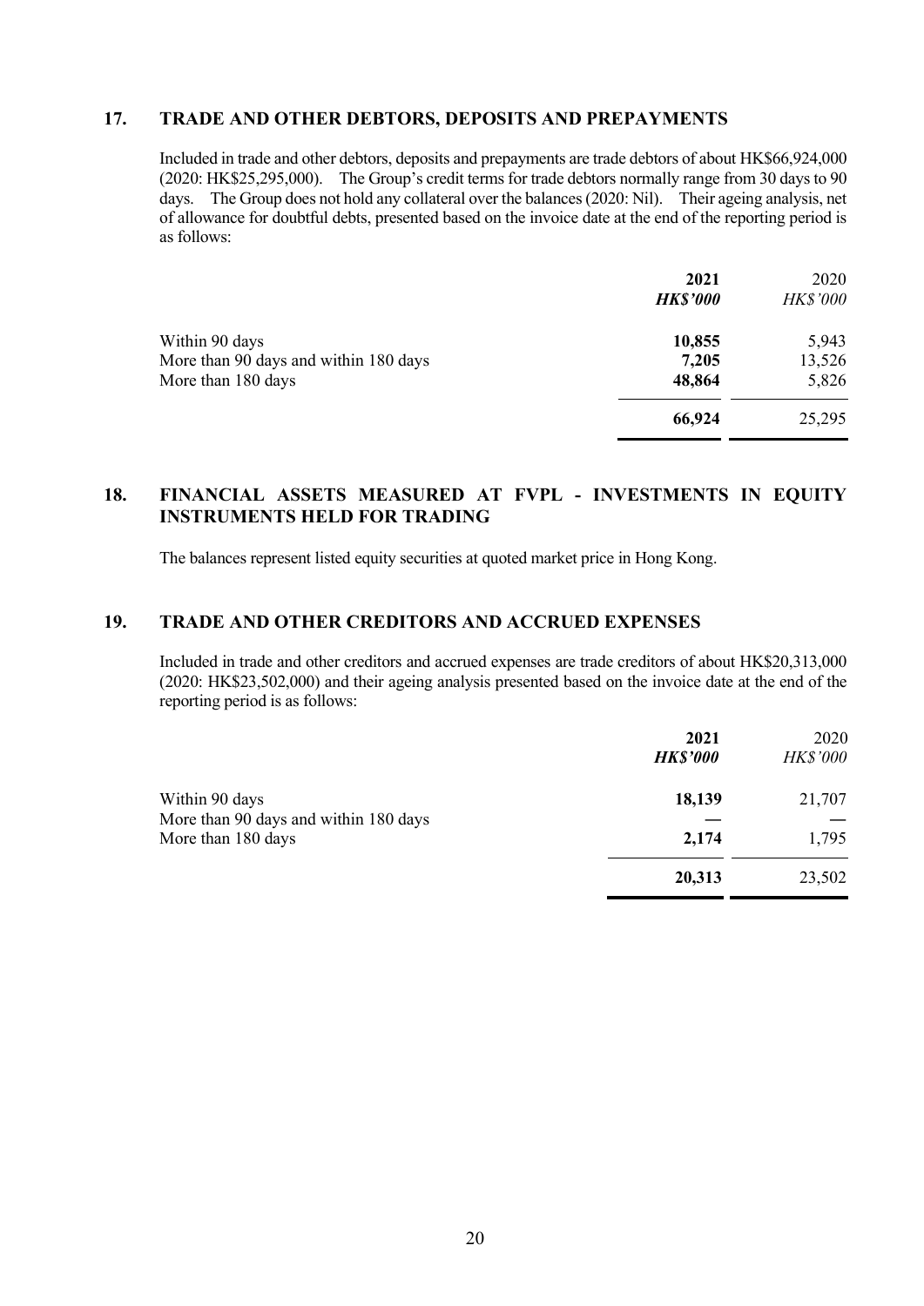## 17. TRADE AND OTHER DEBTORS, DEPOSITS AND PREPAYMENTS

Included in trade and other debtors, deposits and prepayments are trade debtors of about HK$66,924,000 (2020: HK$25,295,000). The Group's credit terms for trade debtors normally range from 30 days to 90 days. The Group does not hold any collateral over the balances (2020: Nil). Their ageing analysis, net of allowance for doubtful debts, presented based on the invoice date at the end of the reporting period is as follows:

| | 2021 | 2020 |
|---|---|---|
| | ***HK$'000*** | *HK$'000* |
| Within 90 days | **10,855** | 5,943 |
| More than 90 days and within 180 days | **7,205** | 13,526 |
| More than 180 days | **48,864** | 5,826 |
| | **66,924** | 25,295 |

## 18. FINANCIAL ASSETS MEASURED AT FVPL - INVESTMENTS IN EQUITY INSTRUMENTS HELD FOR TRADING

The balances represent listed equity securities at quoted market price in Hong Kong.

## 19. TRADE AND OTHER CREDITORS AND ACCRUED EXPENSES

Included in trade and other creditors and accrued expenses are trade creditors of about HK$20,313,000 (2020: HK$23,502,000) and their ageing analysis presented based on the invoice date at the end of the reporting period is as follows:

| | 2021 | 2020 |
|---|---|---|
| | ***HK$'000*** | *HK$'000* |
| Within 90 days | **18,139** | 21,707 |
| More than 90 days and within 180 days | **—** | — |
| More than 180 days | **2,174** | 1,795 |
| | **20,313** | 23,502 |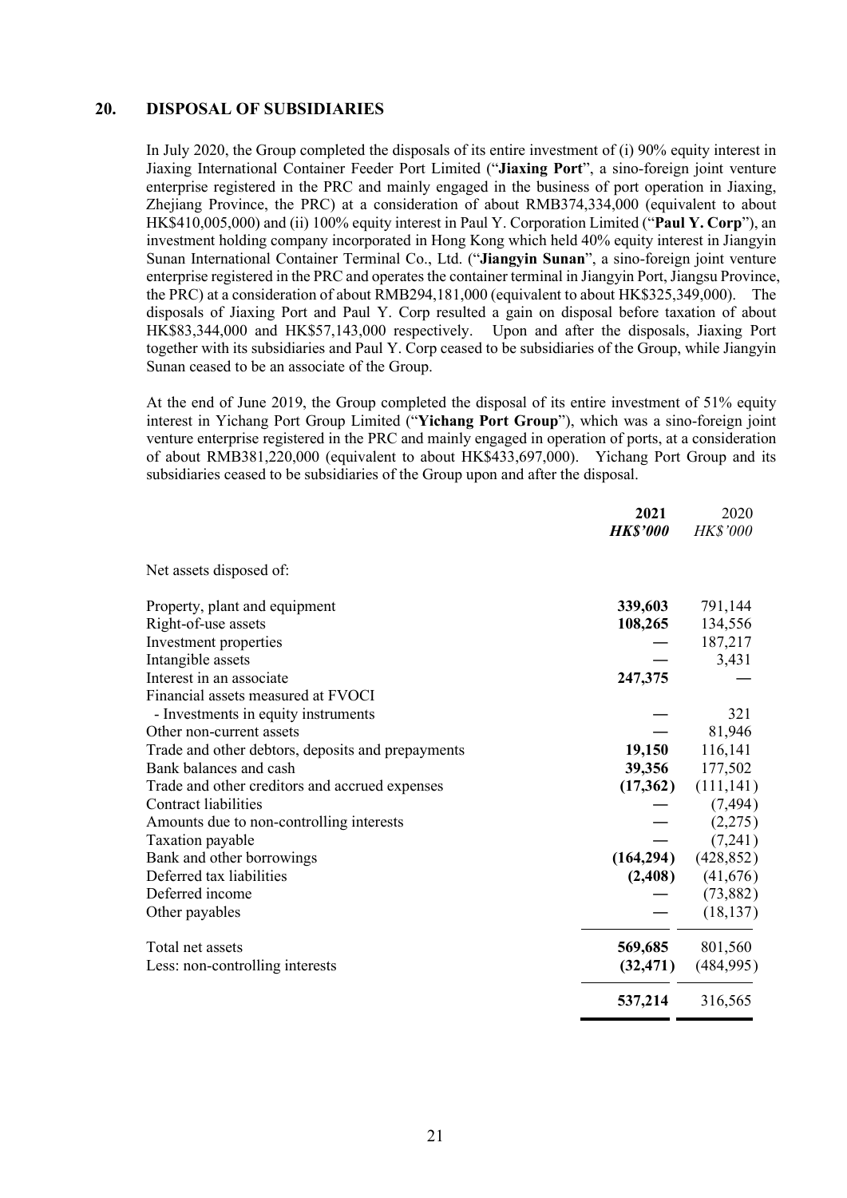## 20. DISPOSAL OF SUBSIDIARIES

In July 2020, the Group completed the disposals of its entire investment of (i) 90% equity interest in Jiaxing International Container Feeder Port Limited ("**Jiaxing Port**", a sino-foreign joint venture enterprise registered in the PRC and mainly engaged in the business of port operation in Jiaxing, Zhejiang Province, the PRC) at a consideration of about RMB374,334,000 (equivalent to about HK$410,005,000) and (ii) 100% equity interest in Paul Y. Corporation Limited ("**Paul Y. Corp**"), an investment holding company incorporated in Hong Kong which held 40% equity interest in Jiangyin Sunan International Container Terminal Co., Ltd. ("**Jiangyin Sunan**", a sino-foreign joint venture enterprise registered in the PRC and operates the container terminal in Jiangyin Port, Jiangsu Province, the PRC) at a consideration of about RMB294,181,000 (equivalent to about HK$325,349,000). The disposals of Jiaxing Port and Paul Y. Corp resulted a gain on disposal before taxation of about HK$83,344,000 and HK$57,143,000 respectively. Upon and after the disposals, Jiaxing Port together with its subsidiaries and Paul Y. Corp ceased to be subsidiaries of the Group, while Jiangyin Sunan ceased to be an associate of the Group.

At the end of June 2019, the Group completed the disposal of its entire investment of 51% equity interest in Yichang Port Group Limited ("**Yichang Port Group**"), which was a sino-foreign joint venture enterprise registered in the PRC and mainly engaged in operation of ports, at a consideration of about RMB381,220,000 (equivalent to about HK$433,697,000). Yichang Port Group and its subsidiaries ceased to be subsidiaries of the Group upon and after the disposal.

| | **2021** | 2020 |
|---|---|---|
| | ***HK$'000*** | *HK$'000* |
| Net assets disposed of: | | |
| Property, plant and equipment | **339,603** | 791,144 |
| Right-of-use assets | **108,265** | 134,556 |
| Investment properties | **—** | 187,217 |
| Intangible assets | **—** | 3,431 |
| Interest in an associate | **247,375** | — |
| Financial assets measured at FVOCI | | |
| - Investments in equity instruments | **—** | 321 |
| Other non-current assets | **—** | 81,946 |
| Trade and other debtors, deposits and prepayments | **19,150** | 116,141 |
| Bank balances and cash | **39,356** | 177,502 |
| Trade and other creditors and accrued expenses | **(17,362)** | (111,141) |
| Contract liabilities | **—** | (7,494) |
| Amounts due to non-controlling interests | **—** | (2,275) |
| Taxation payable | **—** | (7,241) |
| Bank and other borrowings | **(164,294)** | (428,852) |
| Deferred tax liabilities | **(2,408)** | (41,676) |
| Deferred income | **—** | (73,882) |
| Other payables | **—** | (18,137) |
| Total net assets | **569,685** | 801,560 |
| Less: non-controlling interests | **(32,471)** | (484,995) |
| | **537,214** | 316,565 |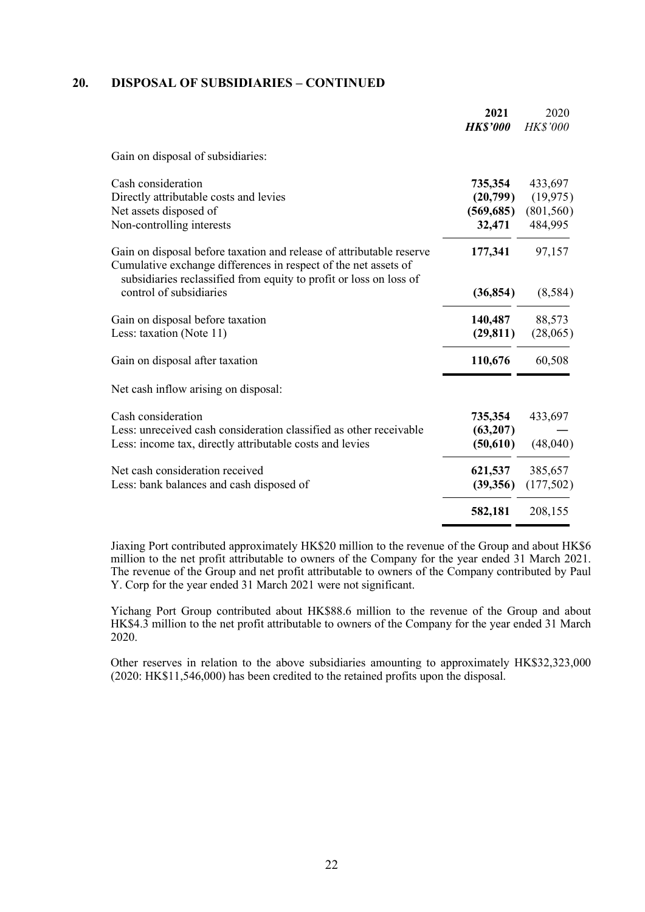## 20. DISPOSAL OF SUBSIDIARIES – CONTINUED

| | 2021 | 2020 |
|---|---|---|
| | ***HK$'000*** | *HK$'000* |
| Gain on disposal of subsidiaries: | | |
| Cash consideration | **735,354** | 433,697 |
| Directly attributable costs and levies | **(20,799)** | (19,975) |
| Net assets disposed of | **(569,685)** | (801,560) |
| Non-controlling interests | **32,471** | 484,995 |
| Gain on disposal before taxation and release of attributable reserve | **177,341** | 97,157 |
| Cumulative exchange differences in respect of the net assets of subsidiaries reclassified from equity to profit or loss on loss of control of subsidiaries | **(36,854)** | (8,584) |
| Gain on disposal before taxation | **140,487** | 88,573 |
| Less: taxation (Note 11) | **(29,811)** | (28,065) |
| Gain on disposal after taxation | **110,676** | 60,508 |
| Net cash inflow arising on disposal: | | |
| Cash consideration | **735,354** | 433,697 |
| Less: unreceived cash consideration classified as other receivable | **(63,207)** | — |
| Less: income tax, directly attributable costs and levies | **(50,610)** | (48,040) |
| Net cash consideration received | **621,537** | 385,657 |
| Less: bank balances and cash disposed of | **(39,356)** | (177,502) |
| | **582,181** | 208,155 |

Jiaxing Port contributed approximately HK$20 million to the revenue of the Group and about HK$6 million to the net profit attributable to owners of the Company for the year ended 31 March 2021. The revenue of the Group and net profit attributable to owners of the Company contributed by Paul Y. Corp for the year ended 31 March 2021 were not significant.

Yichang Port Group contributed about HK$88.6 million to the revenue of the Group and about HK$4.3 million to the net profit attributable to owners of the Company for the year ended 31 March 2020.

Other reserves in relation to the above subsidiaries amounting to approximately HK$32,323,000 (2020: HK$11,546,000) has been credited to the retained profits upon the disposal.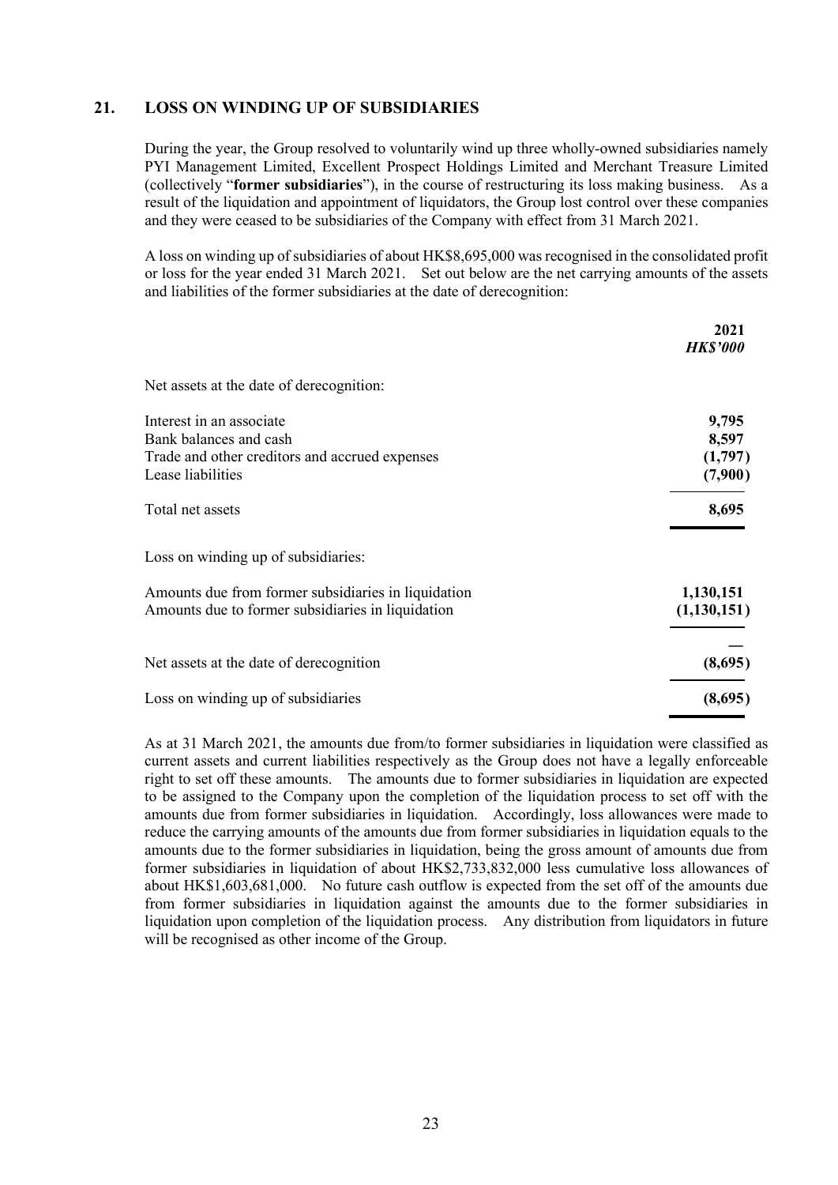## 21. LOSS ON WINDING UP OF SUBSIDIARIES

During the year, the Group resolved to voluntarily wind up three wholly-owned subsidiaries namely PYI Management Limited, Excellent Prospect Holdings Limited and Merchant Treasure Limited (collectively "**former subsidiaries**"), in the course of restructuring its loss making business. As a result of the liquidation and appointment of liquidators, the Group lost control over these companies and they were ceased to be subsidiaries of the Company with effect from 31 March 2021.

A loss on winding up of subsidiaries of about HK$8,695,000 was recognised in the consolidated profit or loss for the year ended 31 March 2021. Set out below are the net carrying amounts of the assets and liabilities of the former subsidiaries at the date of derecognition:

| | **2021** |
|---|---|
| | ***HK$'000*** |
| Net assets at the date of derecognition: | |
| Interest in an associate | **9,795** |
| Bank balances and cash | **8,597** |
| Trade and other creditors and accrued expenses | **(1,797)** |
| Lease liabilities | **(7,900)** |
| Total net assets | **8,695** |
| Loss on winding up of subsidiaries: | |
| Amounts due from former subsidiaries in liquidation | **1,130,151** |
| Amounts due to former subsidiaries in liquidation | **(1,130,151)** |
| | **—** |
| Net assets at the date of derecognition | **(8,695)** |
| Loss on winding up of subsidiaries | **(8,695)** |

As at 31 March 2021, the amounts due from/to former subsidiaries in liquidation were classified as current assets and current liabilities respectively as the Group does not have a legally enforceable right to set off these amounts. The amounts due to former subsidiaries in liquidation are expected to be assigned to the Company upon the completion of the liquidation process to set off with the amounts due from former subsidiaries in liquidation. Accordingly, loss allowances were made to reduce the carrying amounts of the amounts due from former subsidiaries in liquidation equals to the amounts due to the former subsidiaries in liquidation, being the gross amount of amounts due from former subsidiaries in liquidation of about HK$2,733,832,000 less cumulative loss allowances of about HK$1,603,681,000. No future cash outflow is expected from the set off of the amounts due from former subsidiaries in liquidation against the amounts due to the former subsidiaries in liquidation upon completion of the liquidation process. Any distribution from liquidators in future will be recognised as other income of the Group.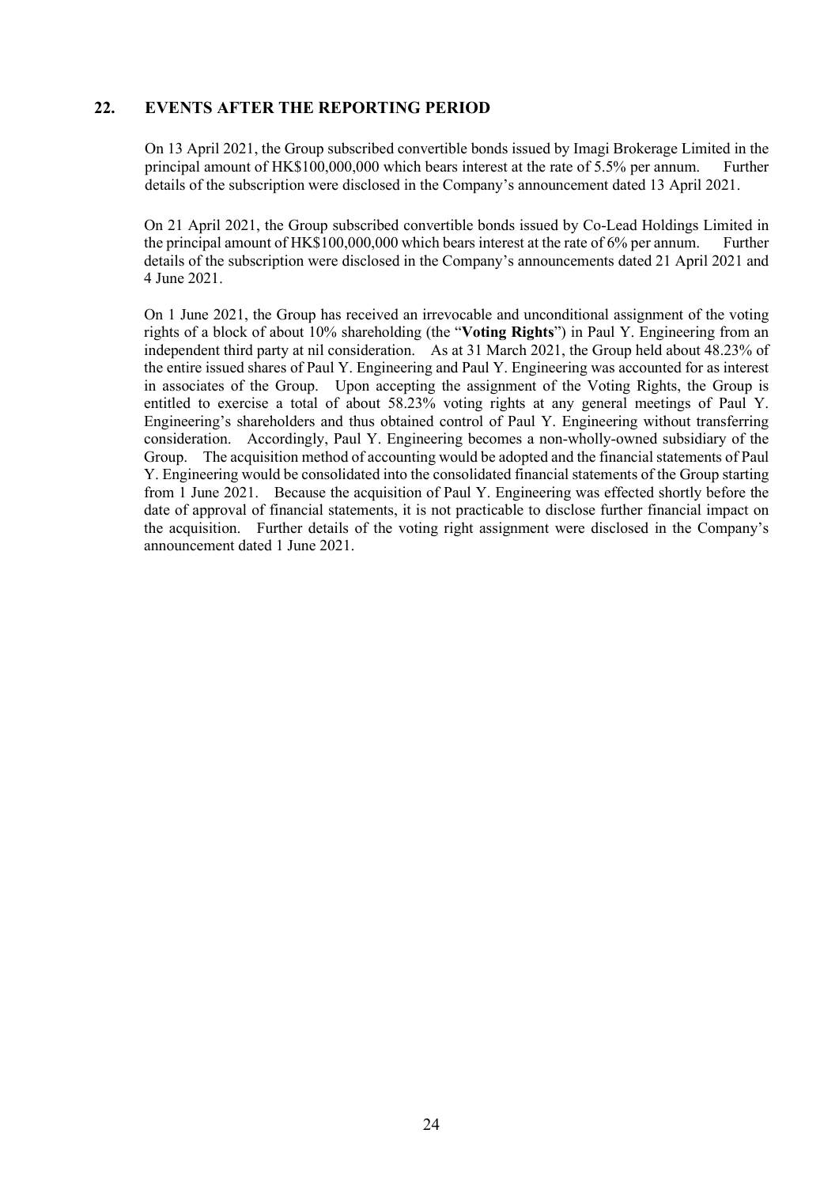## 22. EVENTS AFTER THE REPORTING PERIOD

On 13 April 2021, the Group subscribed convertible bonds issued by Imagi Brokerage Limited in the principal amount of HK$100,000,000 which bears interest at the rate of 5.5% per annum. Further details of the subscription were disclosed in the Company's announcement dated 13 April 2021.

On 21 April 2021, the Group subscribed convertible bonds issued by Co-Lead Holdings Limited in the principal amount of HK$100,000,000 which bears interest at the rate of 6% per annum. Further details of the subscription were disclosed in the Company's announcements dated 21 April 2021 and 4 June 2021.

On 1 June 2021, the Group has received an irrevocable and unconditional assignment of the voting rights of a block of about 10% shareholding (the "**Voting Rights**") in Paul Y. Engineering from an independent third party at nil consideration. As at 31 March 2021, the Group held about 48.23% of the entire issued shares of Paul Y. Engineering and Paul Y. Engineering was accounted for as interest in associates of the Group. Upon accepting the assignment of the Voting Rights, the Group is entitled to exercise a total of about 58.23% voting rights at any general meetings of Paul Y. Engineering's shareholders and thus obtained control of Paul Y. Engineering without transferring consideration. Accordingly, Paul Y. Engineering becomes a non-wholly-owned subsidiary of the Group. The acquisition method of accounting would be adopted and the financial statements of Paul Y. Engineering would be consolidated into the consolidated financial statements of the Group starting from 1 June 2021. Because the acquisition of Paul Y. Engineering was effected shortly before the date of approval of financial statements, it is not practicable to disclose further financial impact on the acquisition. Further details of the voting right assignment were disclosed in the Company's announcement dated 1 June 2021.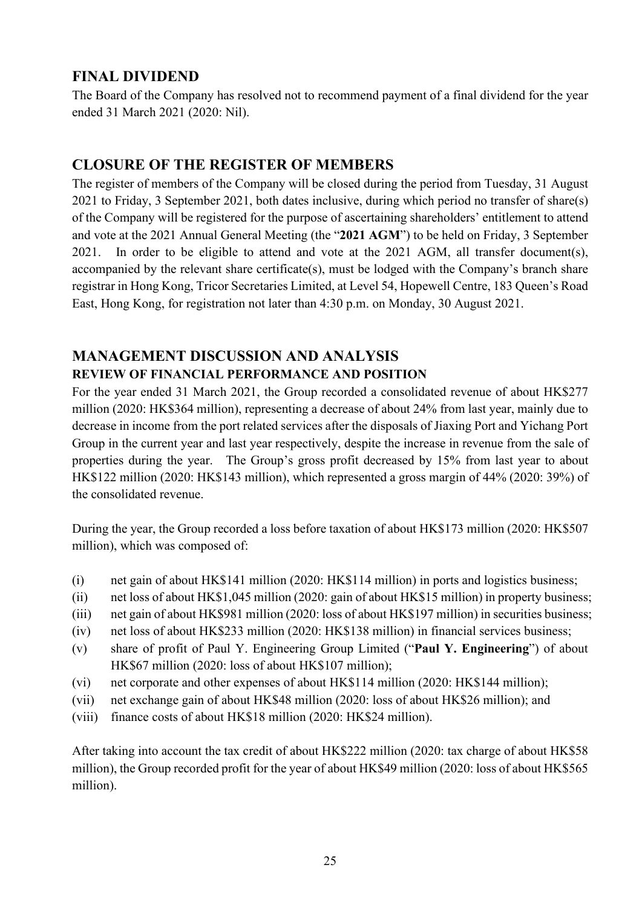## FINAL DIVIDEND

The Board of the Company has resolved not to recommend payment of a final dividend for the year ended 31 March 2021 (2020: Nil).

## CLOSURE OF THE REGISTER OF MEMBERS

The register of members of the Company will be closed during the period from Tuesday, 31 August 2021 to Friday, 3 September 2021, both dates inclusive, during which period no transfer of share(s) of the Company will be registered for the purpose of ascertaining shareholders' entitlement to attend and vote at the 2021 Annual General Meeting (the "**2021 AGM**") to be held on Friday, 3 September 2021. In order to be eligible to attend and vote at the 2021 AGM, all transfer document(s), accompanied by the relevant share certificate(s), must be lodged with the Company's branch share registrar in Hong Kong, Tricor Secretaries Limited, at Level 54, Hopewell Centre, 183 Queen's Road East, Hong Kong, for registration not later than 4:30 p.m. on Monday, 30 August 2021.

## MANAGEMENT DISCUSSION AND ANALYSIS

### REVIEW OF FINANCIAL PERFORMANCE AND POSITION

For the year ended 31 March 2021, the Group recorded a consolidated revenue of about HK$277 million (2020: HK$364 million), representing a decrease of about 24% from last year, mainly due to decrease in income from the port related services after the disposals of Jiaxing Port and Yichang Port Group in the current year and last year respectively, despite the increase in revenue from the sale of properties during the year. The Group's gross profit decreased by 15% from last year to about HK$122 million (2020: HK$143 million), which represented a gross margin of 44% (2020: 39%) of the consolidated revenue.

During the year, the Group recorded a loss before taxation of about HK$173 million (2020: HK$507 million), which was composed of:

(i) net gain of about HK$141 million (2020: HK$114 million) in ports and logistics business;

(ii) net loss of about HK$1,045 million (2020: gain of about HK$15 million) in property business;

(iii) net gain of about HK$981 million (2020: loss of about HK$197 million) in securities business;

(iv) net loss of about HK$233 million (2020: HK$138 million) in financial services business;

(v) share of profit of Paul Y. Engineering Group Limited ("**Paul Y. Engineering**") of about HK$67 million (2020: loss of about HK$107 million);

(vi) net corporate and other expenses of about HK$114 million (2020: HK$144 million);

(vii) net exchange gain of about HK$48 million (2020: loss of about HK$26 million); and

(viii) finance costs of about HK$18 million (2020: HK$24 million).

After taking into account the tax credit of about HK$222 million (2020: tax charge of about HK$58 million), the Group recorded profit for the year of about HK$49 million (2020: loss of about HK$565 million).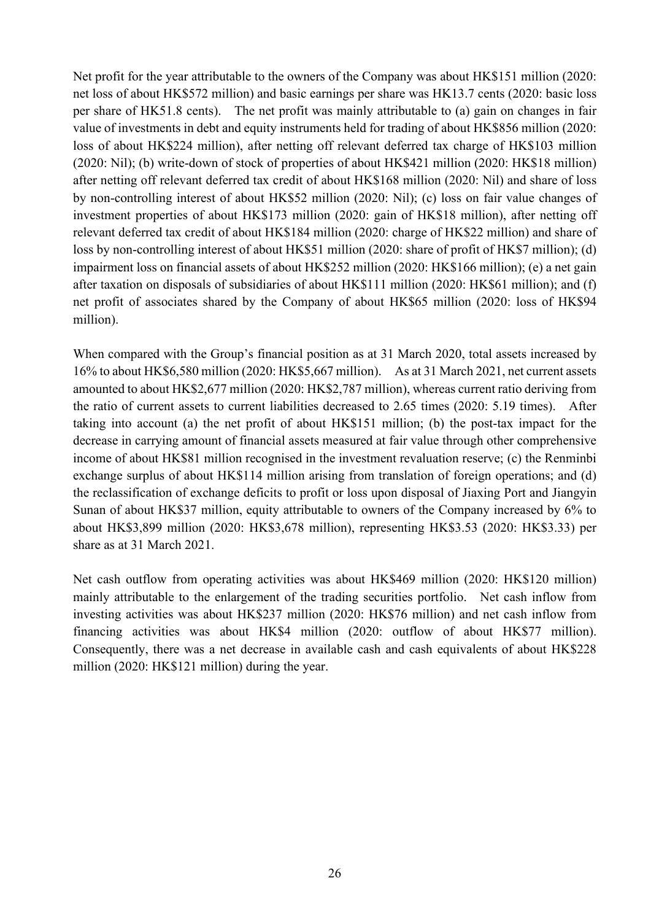Net profit for the year attributable to the owners of the Company was about HK$151 million (2020: net loss of about HK$572 million) and basic earnings per share was HK13.7 cents (2020: basic loss per share of HK51.8 cents). The net profit was mainly attributable to (a) gain on changes in fair value of investments in debt and equity instruments held for trading of about HK$856 million (2020: loss of about HK$224 million), after netting off relevant deferred tax charge of HK$103 million (2020: Nil); (b) write-down of stock of properties of about HK$421 million (2020: HK$18 million) after netting off relevant deferred tax credit of about HK$168 million (2020: Nil) and share of loss by non-controlling interest of about HK$52 million (2020: Nil); (c) loss on fair value changes of investment properties of about HK$173 million (2020: gain of HK$18 million), after netting off relevant deferred tax credit of about HK$184 million (2020: charge of HK$22 million) and share of loss by non-controlling interest of about HK$51 million (2020: share of profit of HK$7 million); (d) impairment loss on financial assets of about HK$252 million (2020: HK$166 million); (e) a net gain after taxation on disposals of subsidiaries of about HK$111 million (2020: HK$61 million); and (f) net profit of associates shared by the Company of about HK$65 million (2020: loss of HK$94 million).

When compared with the Group's financial position as at 31 March 2020, total assets increased by 16% to about HK$6,580 million (2020: HK$5,667 million). As at 31 March 2021, net current assets amounted to about HK$2,677 million (2020: HK$2,787 million), whereas current ratio deriving from the ratio of current assets to current liabilities decreased to 2.65 times (2020: 5.19 times). After taking into account (a) the net profit of about HK$151 million; (b) the post-tax impact for the decrease in carrying amount of financial assets measured at fair value through other comprehensive income of about HK$81 million recognised in the investment revaluation reserve; (c) the Renminbi exchange surplus of about HK$114 million arising from translation of foreign operations; and (d) the reclassification of exchange deficits to profit or loss upon disposal of Jiaxing Port and Jiangyin Sunan of about HK$37 million, equity attributable to owners of the Company increased by 6% to about HK$3,899 million (2020: HK$3,678 million), representing HK$3.53 (2020: HK$3.33) per share as at 31 March 2021.

Net cash outflow from operating activities was about HK$469 million (2020: HK$120 million) mainly attributable to the enlargement of the trading securities portfolio. Net cash inflow from investing activities was about HK$237 million (2020: HK$76 million) and net cash inflow from financing activities was about HK$4 million (2020: outflow of about HK$77 million). Consequently, there was a net decrease in available cash and cash equivalents of about HK$228 million (2020: HK$121 million) during the year.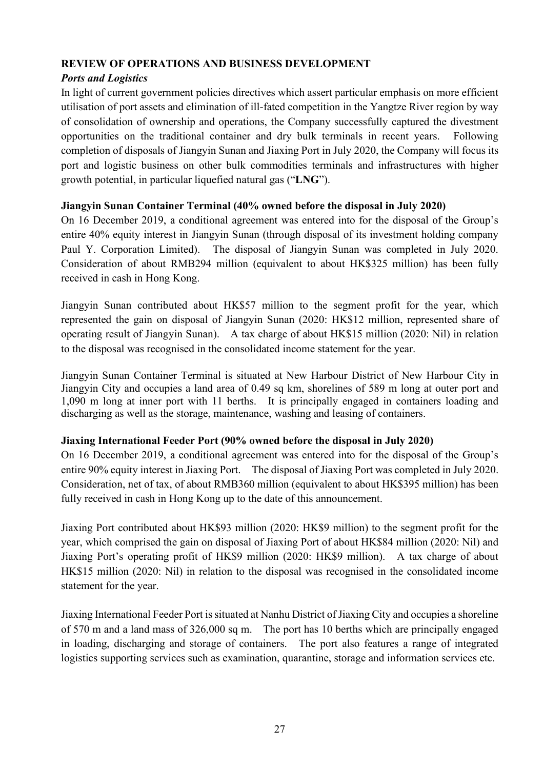## REVIEW OF OPERATIONS AND BUSINESS DEVELOPMENT

### *Ports and Logistics*

In light of current government policies directives which assert particular emphasis on more efficient utilisation of port assets and elimination of ill-fated competition in the Yangtze River region by way of consolidation of ownership and operations, the Company successfully captured the divestment opportunities on the traditional container and dry bulk terminals in recent years. Following completion of disposals of Jiangyin Sunan and Jiaxing Port in July 2020, the Company will focus its port and logistic business on other bulk commodities terminals and infrastructures with higher growth potential, in particular liquefied natural gas ("**LNG**").

**Jiangyin Sunan Container Terminal (40% owned before the disposal in July 2020)**

On 16 December 2019, a conditional agreement was entered into for the disposal of the Group's entire 40% equity interest in Jiangyin Sunan (through disposal of its investment holding company Paul Y. Corporation Limited). The disposal of Jiangyin Sunan was completed in July 2020. Consideration of about RMB294 million (equivalent to about HK$325 million) has been fully received in cash in Hong Kong.

Jiangyin Sunan contributed about HK$57 million to the segment profit for the year, which represented the gain on disposal of Jiangyin Sunan (2020: HK$12 million, represented share of operating result of Jiangyin Sunan). A tax charge of about HK$15 million (2020: Nil) in relation to the disposal was recognised in the consolidated income statement for the year.

Jiangyin Sunan Container Terminal is situated at New Harbour District of New Harbour City in Jiangyin City and occupies a land area of 0.49 sq km, shorelines of 589 m long at outer port and 1,090 m long at inner port with 11 berths. It is principally engaged in containers loading and discharging as well as the storage, maintenance, washing and leasing of containers.

**Jiaxing International Feeder Port (90% owned before the disposal in July 2020)**

On 16 December 2019, a conditional agreement was entered into for the disposal of the Group's entire 90% equity interest in Jiaxing Port. The disposal of Jiaxing Port was completed in July 2020. Consideration, net of tax, of about RMB360 million (equivalent to about HK$395 million) has been fully received in cash in Hong Kong up to the date of this announcement.

Jiaxing Port contributed about HK$93 million (2020: HK$9 million) to the segment profit for the year, which comprised the gain on disposal of Jiaxing Port of about HK$84 million (2020: Nil) and Jiaxing Port's operating profit of HK$9 million (2020: HK$9 million). A tax charge of about HK$15 million (2020: Nil) in relation to the disposal was recognised in the consolidated income statement for the year.

Jiaxing International Feeder Port is situated at Nanhu District of Jiaxing City and occupies a shoreline of 570 m and a land mass of 326,000 sq m. The port has 10 berths which are principally engaged in loading, discharging and storage of containers. The port also features a range of integrated logistics supporting services such as examination, quarantine, storage and information services etc.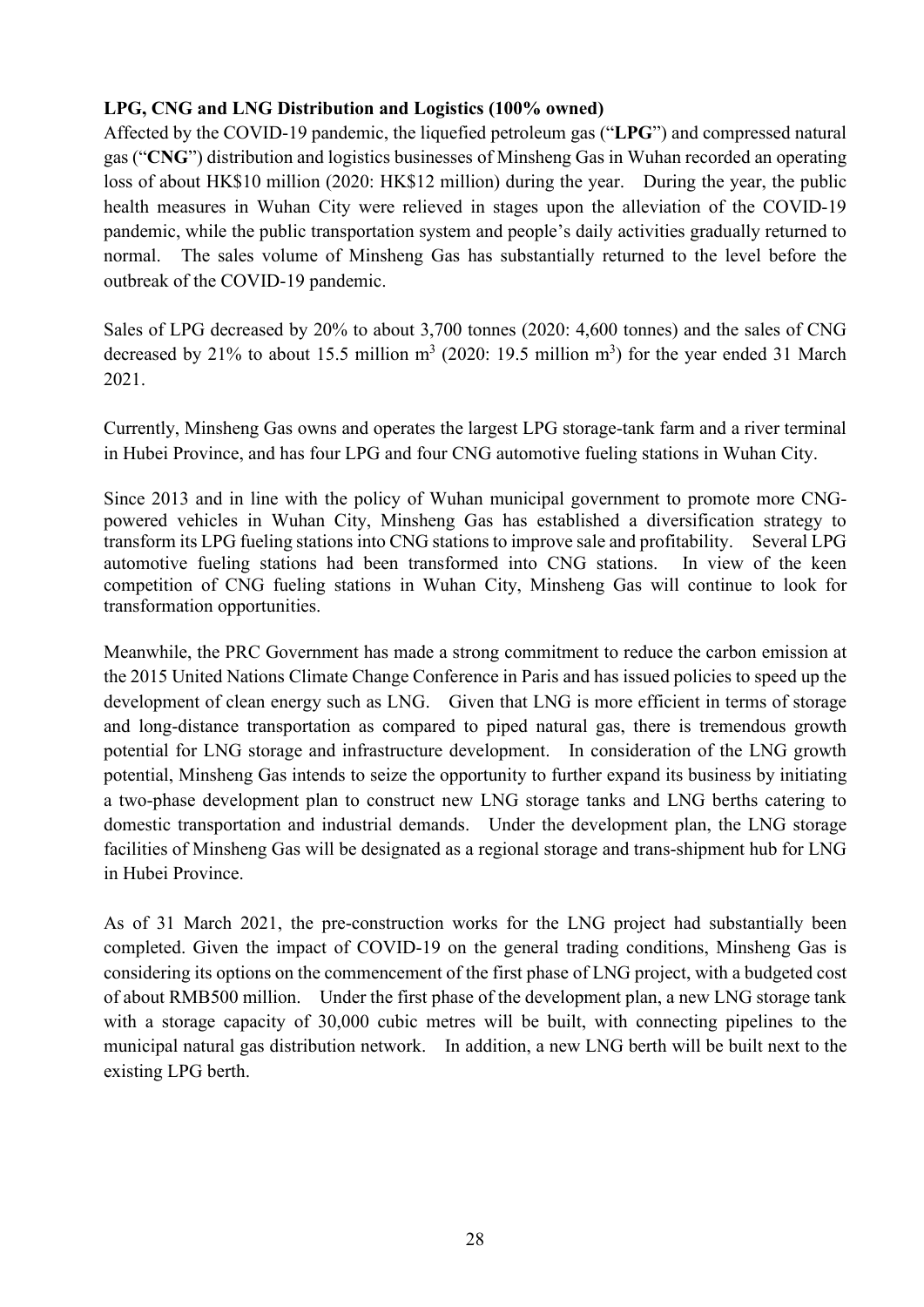**LPG, CNG and LNG Distribution and Logistics (100% owned)**

Affected by the COVID-19 pandemic, the liquefied petroleum gas ("**LPG**") and compressed natural gas ("**CNG**") distribution and logistics businesses of Minsheng Gas in Wuhan recorded an operating loss of about HK$10 million (2020: HK$12 million) during the year. During the year, the public health measures in Wuhan City were relieved in stages upon the alleviation of the COVID-19 pandemic, while the public transportation system and people's daily activities gradually returned to normal. The sales volume of Minsheng Gas has substantially returned to the level before the outbreak of the COVID-19 pandemic.

Sales of LPG decreased by 20% to about 3,700 tonnes (2020: 4,600 tonnes) and the sales of CNG decreased by 21% to about 15.5 million $m^3$ (2020: 19.5 million $m^3$) for the year ended 31 March 2021.

Currently, Minsheng Gas owns and operates the largest LPG storage-tank farm and a river terminal in Hubei Province, and has four LPG and four CNG automotive fueling stations in Wuhan City.

Since 2013 and in line with the policy of Wuhan municipal government to promote more CNG-powered vehicles in Wuhan City, Minsheng Gas has established a diversification strategy to transform its LPG fueling stations into CNG stations to improve sale and profitability. Several LPG automotive fueling stations had been transformed into CNG stations. In view of the keen competition of CNG fueling stations in Wuhan City, Minsheng Gas will continue to look for transformation opportunities.

Meanwhile, the PRC Government has made a strong commitment to reduce the carbon emission at the 2015 United Nations Climate Change Conference in Paris and has issued policies to speed up the development of clean energy such as LNG. Given that LNG is more efficient in terms of storage and long-distance transportation as compared to piped natural gas, there is tremendous growth potential for LNG storage and infrastructure development. In consideration of the LNG growth potential, Minsheng Gas intends to seize the opportunity to further expand its business by initiating a two-phase development plan to construct new LNG storage tanks and LNG berths catering to domestic transportation and industrial demands. Under the development plan, the LNG storage facilities of Minsheng Gas will be designated as a regional storage and trans-shipment hub for LNG in Hubei Province.

As of 31 March 2021, the pre-construction works for the LNG project had substantially been completed. Given the impact of COVID-19 on the general trading conditions, Minsheng Gas is considering its options on the commencement of the first phase of LNG project, with a budgeted cost of about RMB500 million. Under the first phase of the development plan, a new LNG storage tank with a storage capacity of 30,000 cubic metres will be built, with connecting pipelines to the municipal natural gas distribution network. In addition, a new LNG berth will be built next to the existing LPG berth.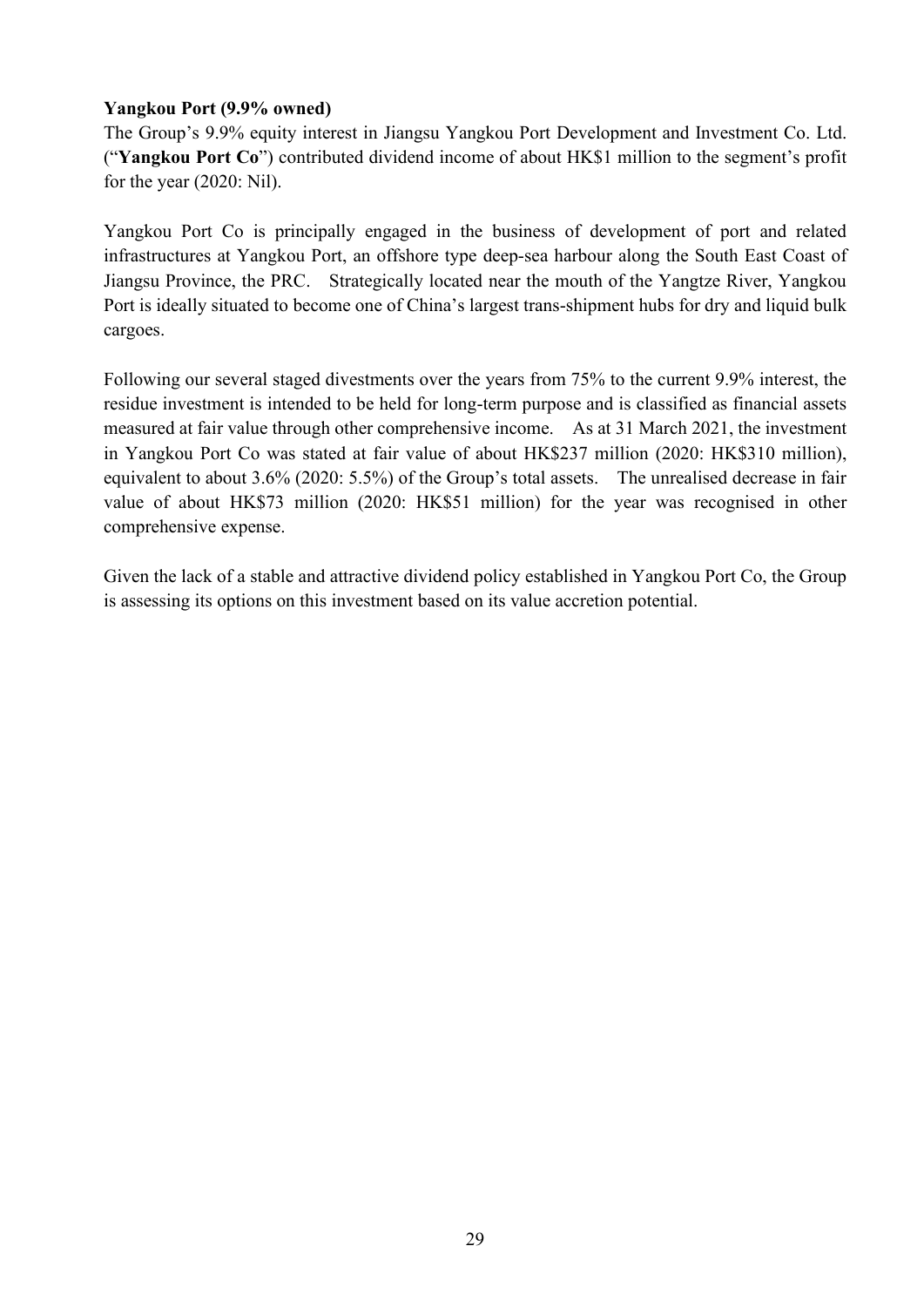**Yangkou Port (9.9% owned)**

The Group's 9.9% equity interest in Jiangsu Yangkou Port Development and Investment Co. Ltd. ("**Yangkou Port Co**") contributed dividend income of about HK$1 million to the segment's profit for the year (2020: Nil).

Yangkou Port Co is principally engaged in the business of development of port and related infrastructures at Yangkou Port, an offshore type deep-sea harbour along the South East Coast of Jiangsu Province, the PRC. Strategically located near the mouth of the Yangtze River, Yangkou Port is ideally situated to become one of China's largest trans-shipment hubs for dry and liquid bulk cargoes.

Following our several staged divestments over the years from 75% to the current 9.9% interest, the residue investment is intended to be held for long-term purpose and is classified as financial assets measured at fair value through other comprehensive income. As at 31 March 2021, the investment in Yangkou Port Co was stated at fair value of about HK$237 million (2020: HK$310 million), equivalent to about 3.6% (2020: 5.5%) of the Group's total assets. The unrealised decrease in fair value of about HK$73 million (2020: HK$51 million) for the year was recognised in other comprehensive expense.

Given the lack of a stable and attractive dividend policy established in Yangkou Port Co, the Group is assessing its options on this investment based on its value accretion potential.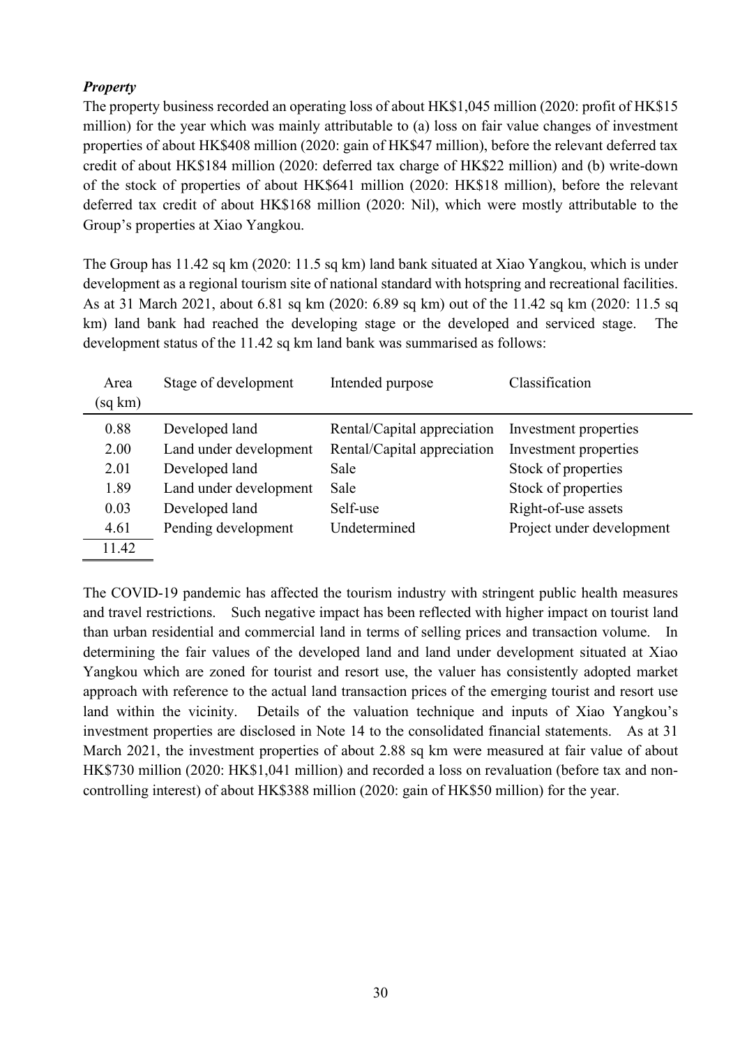***Property***

The property business recorded an operating loss of about HK$1,045 million (2020: profit of HK$15 million) for the year which was mainly attributable to (a) loss on fair value changes of investment properties of about HK$408 million (2020: gain of HK$47 million), before the relevant deferred tax credit of about HK$184 million (2020: deferred tax charge of HK$22 million) and (b) write-down of the stock of properties of about HK$641 million (2020: HK$18 million), before the relevant deferred tax credit of about HK$168 million (2020: Nil), which were mostly attributable to the Group's properties at Xiao Yangkou.

The Group has 11.42 sq km (2020: 11.5 sq km) land bank situated at Xiao Yangkou, which is under development as a regional tourism site of national standard with hotspring and recreational facilities. As at 31 March 2021, about 6.81 sq km (2020: 6.89 sq km) out of the 11.42 sq km (2020: 11.5 sq km) land bank had reached the developing stage or the developed and serviced stage. The development status of the 11.42 sq km land bank was summarised as follows:

| Area (sq km) | Stage of development | Intended purpose | Classification |
|---|---|---|---|
| 0.88 | Developed land | Rental/Capital appreciation | Investment properties |
| 2.00 | Land under development | Rental/Capital appreciation | Investment properties |
| 2.01 | Developed land | Sale | Stock of properties |
| 1.89 | Land under development | Sale | Stock of properties |
| 0.03 | Developed land | Self-use | Right-of-use assets |
| 4.61 | Pending development | Undetermined | Project under development |
| 11.42 | | | |

The COVID-19 pandemic has affected the tourism industry with stringent public health measures and travel restrictions. Such negative impact has been reflected with higher impact on tourist land than urban residential and commercial land in terms of selling prices and transaction volume. In determining the fair values of the developed land and land under development situated at Xiao Yangkou which are zoned for tourist and resort use, the valuer has consistently adopted market approach with reference to the actual land transaction prices of the emerging tourist and resort use land within the vicinity. Details of the valuation technique and inputs of Xiao Yangkou's investment properties are disclosed in Note 14 to the consolidated financial statements. As at 31 March 2021, the investment properties of about 2.88 sq km were measured at fair value of about HK$730 million (2020: HK$1,041 million) and recorded a loss on revaluation (before tax and non-controlling interest) of about HK$388 million (2020: gain of HK$50 million) for the year.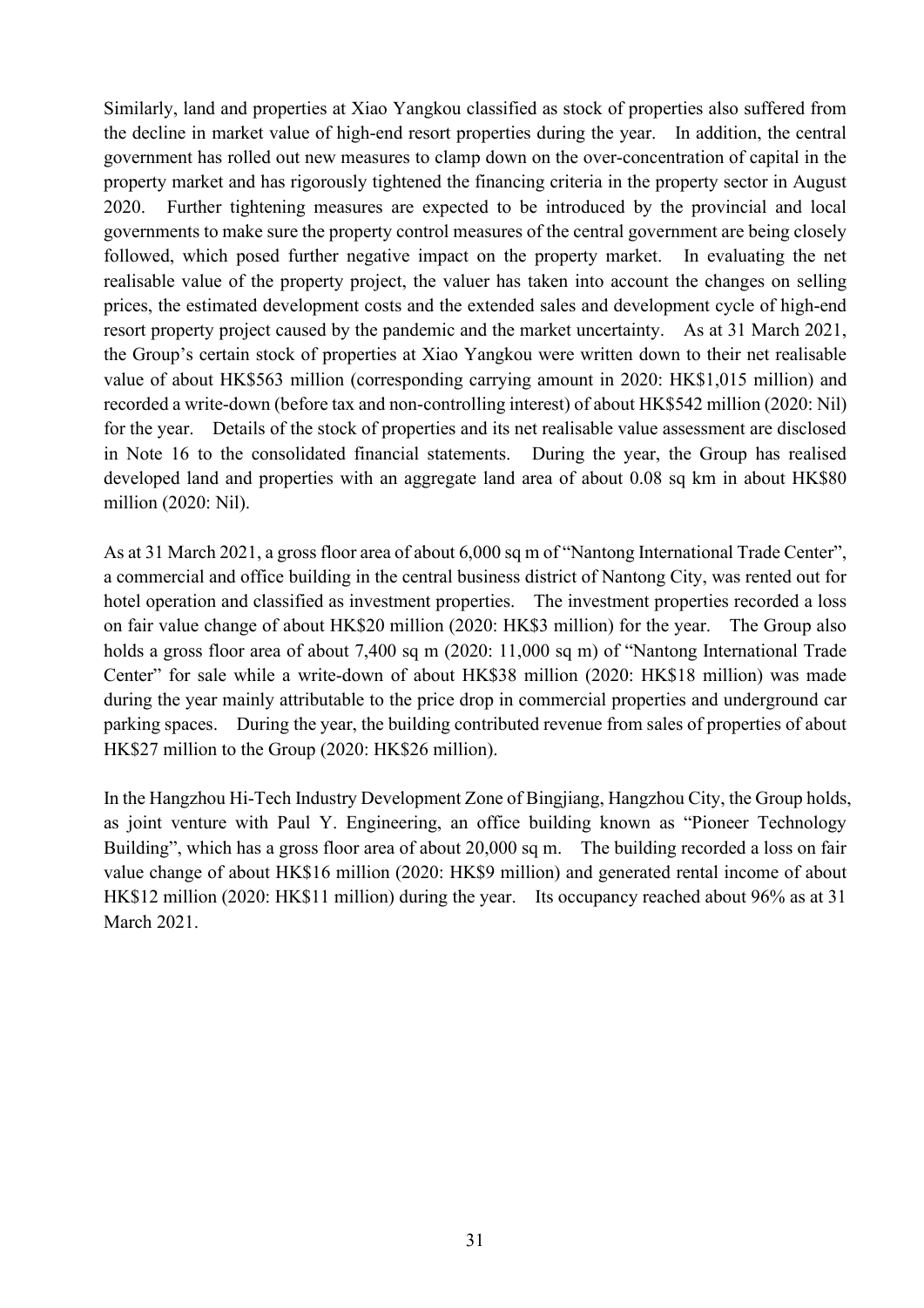Similarly, land and properties at Xiao Yangkou classified as stock of properties also suffered from the decline in market value of high-end resort properties during the year. In addition, the central government has rolled out new measures to clamp down on the over-concentration of capital in the property market and has rigorously tightened the financing criteria in the property sector in August 2020. Further tightening measures are expected to be introduced by the provincial and local governments to make sure the property control measures of the central government are being closely followed, which posed further negative impact on the property market. In evaluating the net realisable value of the property project, the valuer has taken into account the changes on selling prices, the estimated development costs and the extended sales and development cycle of high-end resort property project caused by the pandemic and the market uncertainty. As at 31 March 2021, the Group's certain stock of properties at Xiao Yangkou were written down to their net realisable value of about HK$563 million (corresponding carrying amount in 2020: HK$1,015 million) and recorded a write-down (before tax and non-controlling interest) of about HK$542 million (2020: Nil) for the year. Details of the stock of properties and its net realisable value assessment are disclosed in Note 16 to the consolidated financial statements. During the year, the Group has realised developed land and properties with an aggregate land area of about 0.08 sq km in about HK$80 million (2020: Nil).

As at 31 March 2021, a gross floor area of about 6,000 sq m of "Nantong International Trade Center", a commercial and office building in the central business district of Nantong City, was rented out for hotel operation and classified as investment properties. The investment properties recorded a loss on fair value change of about HK$20 million (2020: HK$3 million) for the year. The Group also holds a gross floor area of about 7,400 sq m (2020: 11,000 sq m) of "Nantong International Trade Center" for sale while a write-down of about HK$38 million (2020: HK$18 million) was made during the year mainly attributable to the price drop in commercial properties and underground car parking spaces. During the year, the building contributed revenue from sales of properties of about HK$27 million to the Group (2020: HK$26 million).

In the Hangzhou Hi-Tech Industry Development Zone of Bingjiang, Hangzhou City, the Group holds, as joint venture with Paul Y. Engineering, an office building known as "Pioneer Technology Building", which has a gross floor area of about 20,000 sq m. The building recorded a loss on fair value change of about HK$16 million (2020: HK$9 million) and generated rental income of about HK$12 million (2020: HK$11 million) during the year. Its occupancy reached about 96% as at 31 March 2021.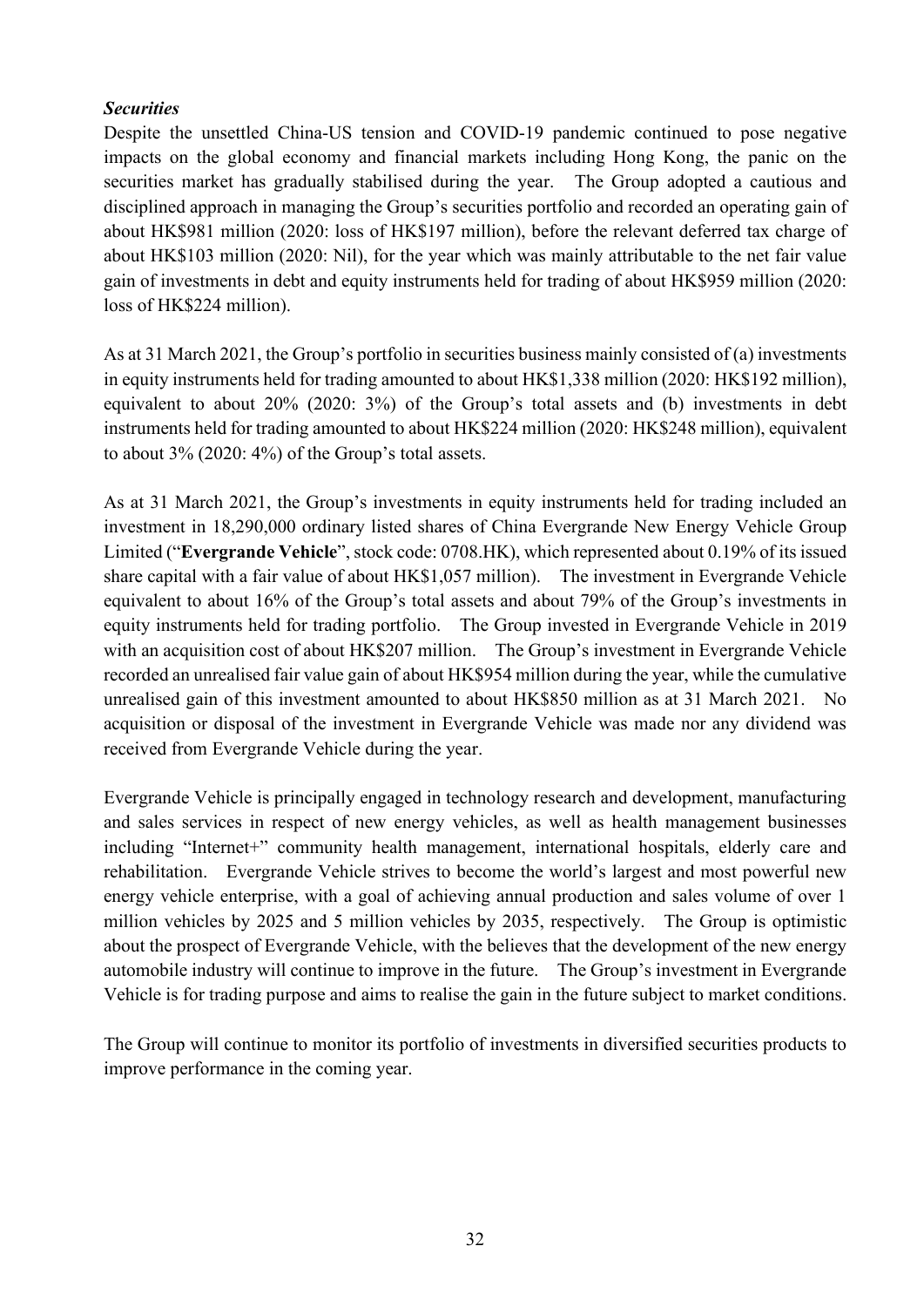***Securities***

Despite the unsettled China-US tension and COVID-19 pandemic continued to pose negative impacts on the global economy and financial markets including Hong Kong, the panic on the securities market has gradually stabilised during the year. The Group adopted a cautious and disciplined approach in managing the Group's securities portfolio and recorded an operating gain of about HK$981 million (2020: loss of HK$197 million), before the relevant deferred tax charge of about HK$103 million (2020: Nil), for the year which was mainly attributable to the net fair value gain of investments in debt and equity instruments held for trading of about HK$959 million (2020: loss of HK$224 million).

As at 31 March 2021, the Group's portfolio in securities business mainly consisted of (a) investments in equity instruments held for trading amounted to about HK$1,338 million (2020: HK$192 million), equivalent to about 20% (2020: 3%) of the Group's total assets and (b) investments in debt instruments held for trading amounted to about HK$224 million (2020: HK$248 million), equivalent to about 3% (2020: 4%) of the Group's total assets.

As at 31 March 2021, the Group's investments in equity instruments held for trading included an investment in 18,290,000 ordinary listed shares of China Evergrande New Energy Vehicle Group Limited ("**Evergrande Vehicle**", stock code: 0708.HK), which represented about 0.19% of its issued share capital with a fair value of about HK$1,057 million). The investment in Evergrande Vehicle equivalent to about 16% of the Group's total assets and about 79% of the Group's investments in equity instruments held for trading portfolio. The Group invested in Evergrande Vehicle in 2019 with an acquisition cost of about HK$207 million. The Group's investment in Evergrande Vehicle recorded an unrealised fair value gain of about HK$954 million during the year, while the cumulative unrealised gain of this investment amounted to about HK$850 million as at 31 March 2021. No acquisition or disposal of the investment in Evergrande Vehicle was made nor any dividend was received from Evergrande Vehicle during the year.

Evergrande Vehicle is principally engaged in technology research and development, manufacturing and sales services in respect of new energy vehicles, as well as health management businesses including "Internet+" community health management, international hospitals, elderly care and rehabilitation. Evergrande Vehicle strives to become the world's largest and most powerful new energy vehicle enterprise, with a goal of achieving annual production and sales volume of over 1 million vehicles by 2025 and 5 million vehicles by 2035, respectively. The Group is optimistic about the prospect of Evergrande Vehicle, with the believes that the development of the new energy automobile industry will continue to improve in the future. The Group's investment in Evergrande Vehicle is for trading purpose and aims to realise the gain in the future subject to market conditions.

The Group will continue to monitor its portfolio of investments in diversified securities products to improve performance in the coming year.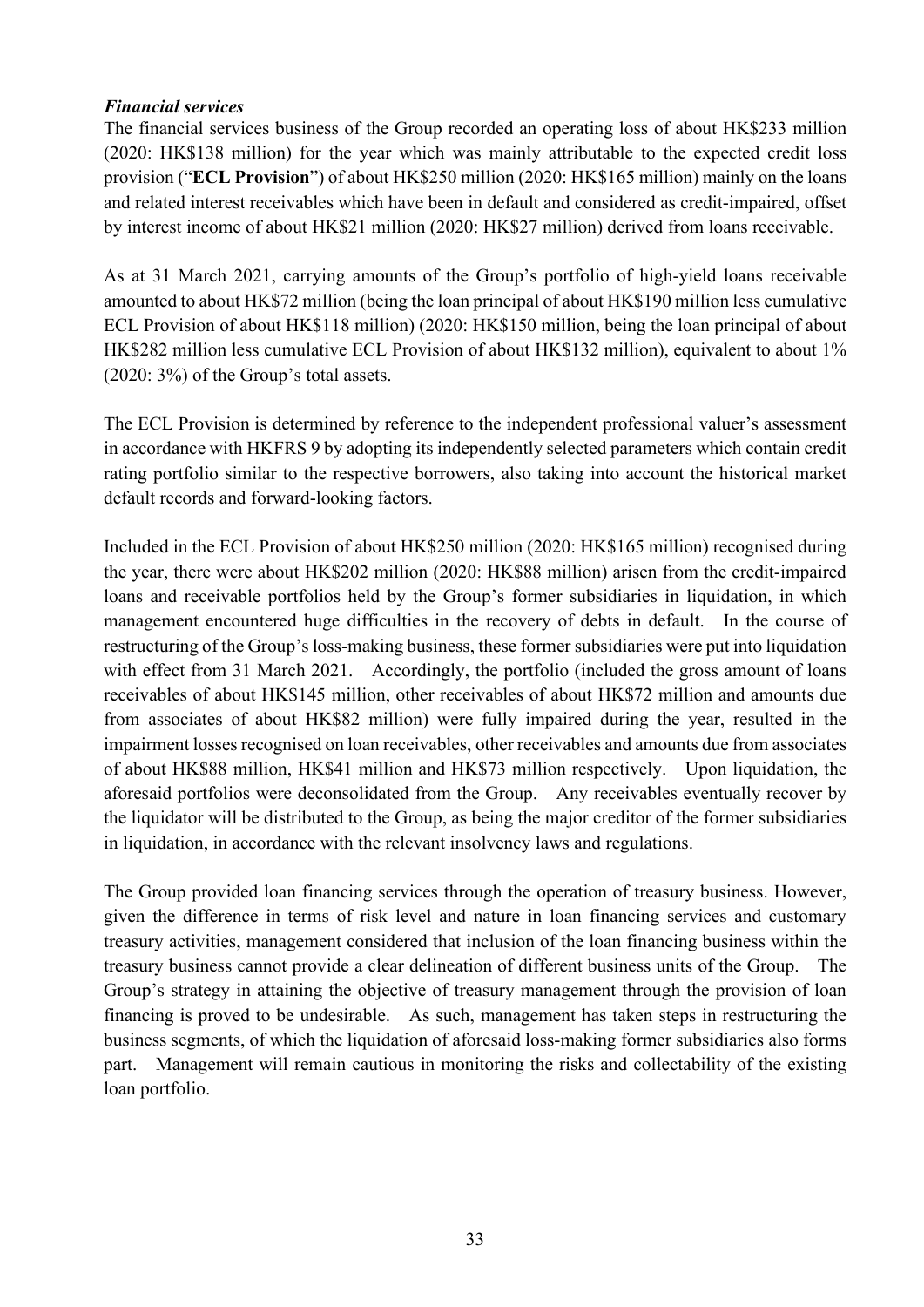***Financial services***

The financial services business of the Group recorded an operating loss of about HK$233 million (2020: HK$138 million) for the year which was mainly attributable to the expected credit loss provision ("**ECL Provision**") of about HK$250 million (2020: HK$165 million) mainly on the loans and related interest receivables which have been in default and considered as credit-impaired, offset by interest income of about HK$21 million (2020: HK$27 million) derived from loans receivable.

As at 31 March 2021, carrying amounts of the Group's portfolio of high-yield loans receivable amounted to about HK$72 million (being the loan principal of about HK$190 million less cumulative ECL Provision of about HK$118 million) (2020: HK$150 million, being the loan principal of about HK$282 million less cumulative ECL Provision of about HK$132 million), equivalent to about 1% (2020: 3%) of the Group's total assets.

The ECL Provision is determined by reference to the independent professional valuer's assessment in accordance with HKFRS 9 by adopting its independently selected parameters which contain credit rating portfolio similar to the respective borrowers, also taking into account the historical market default records and forward-looking factors.

Included in the ECL Provision of about HK$250 million (2020: HK$165 million) recognised during the year, there were about HK$202 million (2020: HK$88 million) arisen from the credit-impaired loans and receivable portfolios held by the Group's former subsidiaries in liquidation, in which management encountered huge difficulties in the recovery of debts in default. In the course of restructuring of the Group's loss-making business, these former subsidiaries were put into liquidation with effect from 31 March 2021. Accordingly, the portfolio (included the gross amount of loans receivables of about HK$145 million, other receivables of about HK$72 million and amounts due from associates of about HK$82 million) were fully impaired during the year, resulted in the impairment losses recognised on loan receivables, other receivables and amounts due from associates of about HK$88 million, HK$41 million and HK$73 million respectively. Upon liquidation, the aforesaid portfolios were deconsolidated from the Group. Any receivables eventually recover by the liquidator will be distributed to the Group, as being the major creditor of the former subsidiaries in liquidation, in accordance with the relevant insolvency laws and regulations.

The Group provided loan financing services through the operation of treasury business. However, given the difference in terms of risk level and nature in loan financing services and customary treasury activities, management considered that inclusion of the loan financing business within the treasury business cannot provide a clear delineation of different business units of the Group. The Group's strategy in attaining the objective of treasury management through the provision of loan financing is proved to be undesirable. As such, management has taken steps in restructuring the business segments, of which the liquidation of aforesaid loss-making former subsidiaries also forms part. Management will remain cautious in monitoring the risks and collectability of the existing loan portfolio.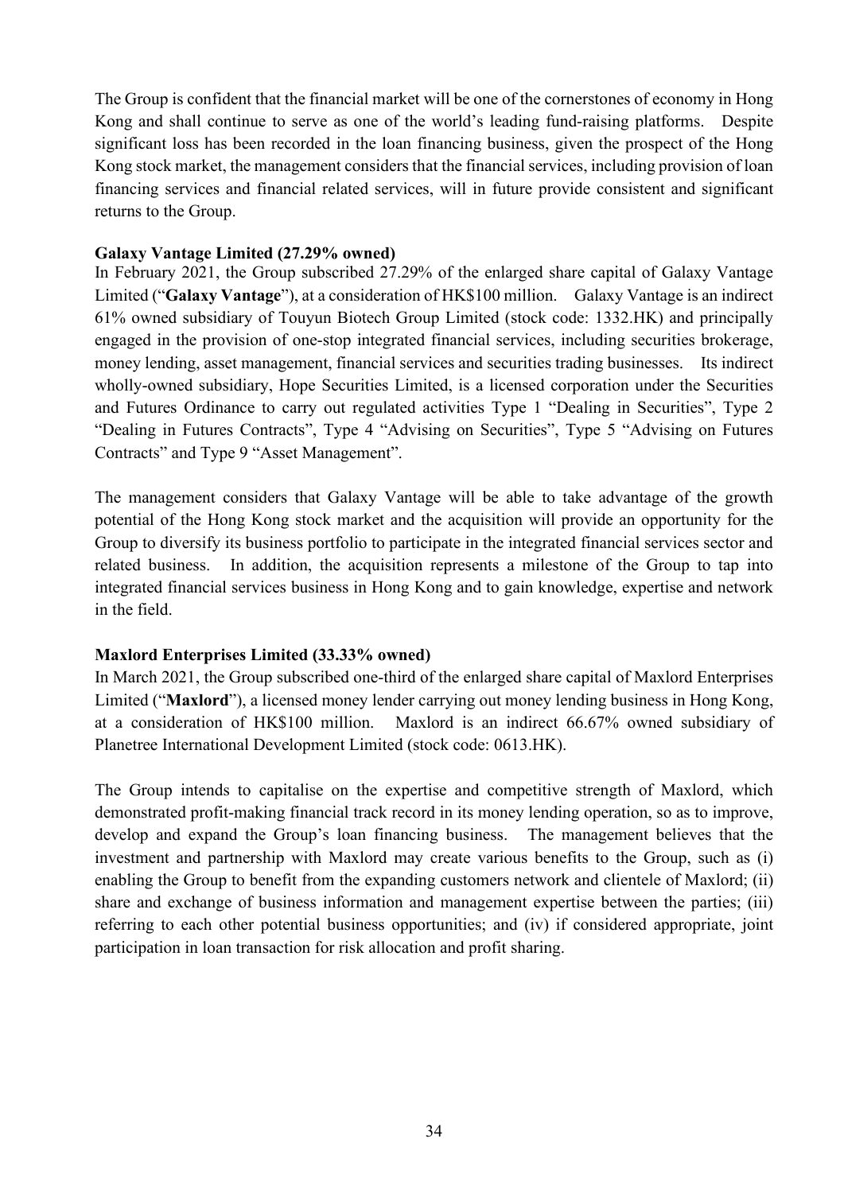The Group is confident that the financial market will be one of the cornerstones of economy in Hong Kong and shall continue to serve as one of the world's leading fund-raising platforms. Despite significant loss has been recorded in the loan financing business, given the prospect of the Hong Kong stock market, the management considers that the financial services, including provision of loan financing services and financial related services, will in future provide consistent and significant returns to the Group.

**Galaxy Vantage Limited (27.29% owned)**

In February 2021, the Group subscribed 27.29% of the enlarged share capital of Galaxy Vantage Limited ("**Galaxy Vantage**"), at a consideration of HK$100 million. Galaxy Vantage is an indirect 61% owned subsidiary of Touyun Biotech Group Limited (stock code: 1332.HK) and principally engaged in the provision of one-stop integrated financial services, including securities brokerage, money lending, asset management, financial services and securities trading businesses. Its indirect wholly-owned subsidiary, Hope Securities Limited, is a licensed corporation under the Securities and Futures Ordinance to carry out regulated activities Type 1 "Dealing in Securities", Type 2 "Dealing in Futures Contracts", Type 4 "Advising on Securities", Type 5 "Advising on Futures Contracts" and Type 9 "Asset Management".

The management considers that Galaxy Vantage will be able to take advantage of the growth potential of the Hong Kong stock market and the acquisition will provide an opportunity for the Group to diversify its business portfolio to participate in the integrated financial services sector and related business. In addition, the acquisition represents a milestone of the Group to tap into integrated financial services business in Hong Kong and to gain knowledge, expertise and network in the field.

**Maxlord Enterprises Limited (33.33% owned)**

In March 2021, the Group subscribed one-third of the enlarged share capital of Maxlord Enterprises Limited ("**Maxlord**"), a licensed money lender carrying out money lending business in Hong Kong, at a consideration of HK$100 million. Maxlord is an indirect 66.67% owned subsidiary of Planetree International Development Limited (stock code: 0613.HK).

The Group intends to capitalise on the expertise and competitive strength of Maxlord, which demonstrated profit-making financial track record in its money lending operation, so as to improve, develop and expand the Group's loan financing business. The management believes that the investment and partnership with Maxlord may create various benefits to the Group, such as (i) enabling the Group to benefit from the expanding customers network and clientele of Maxlord; (ii) share and exchange of business information and management expertise between the parties; (iii) referring to each other potential business opportunities; and (iv) if considered appropriate, joint participation in loan transaction for risk allocation and profit sharing.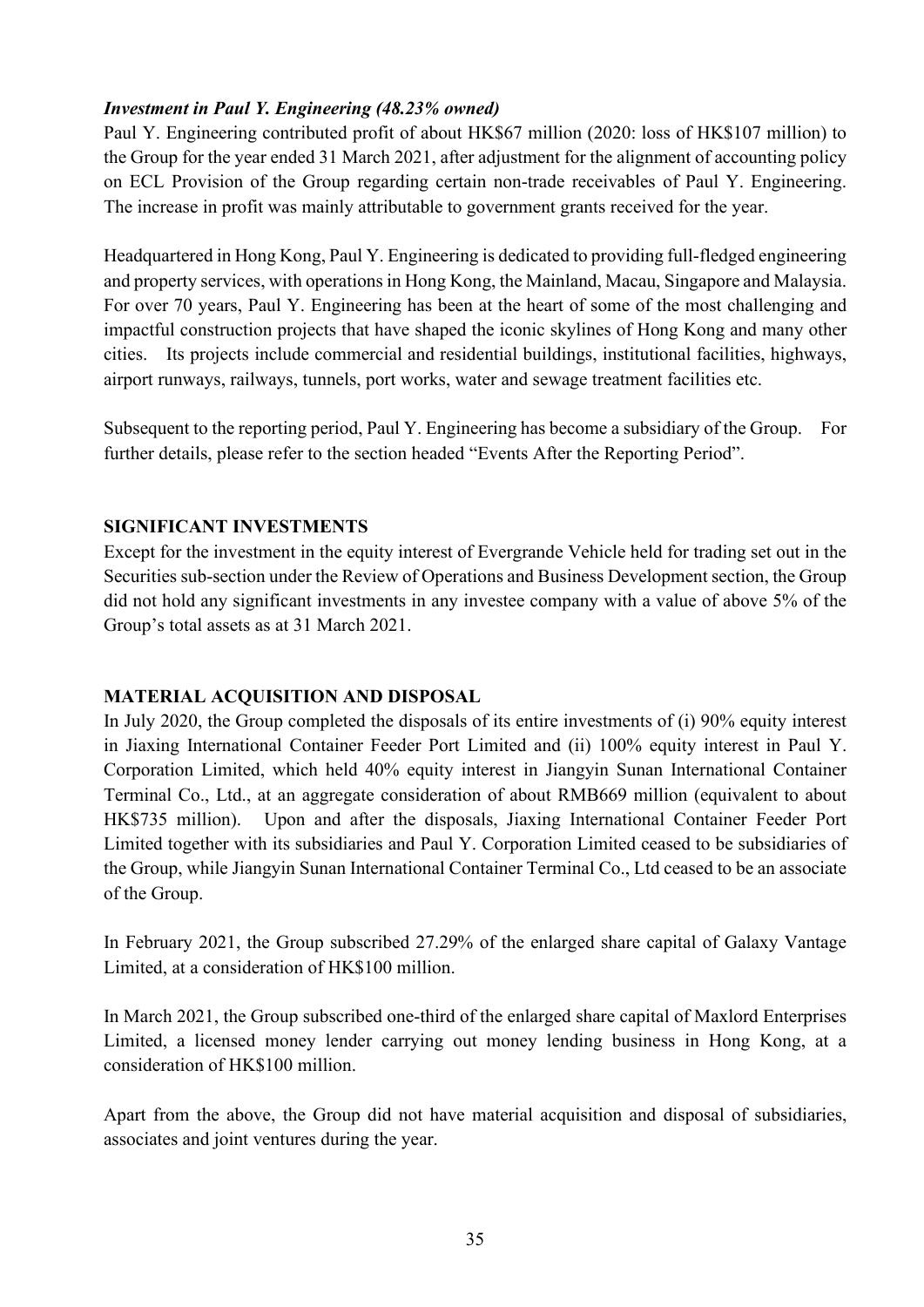***Investment in Paul Y. Engineering (48.23% owned)***

Paul Y. Engineering contributed profit of about HK$67 million (2020: loss of HK$107 million) to the Group for the year ended 31 March 2021, after adjustment for the alignment of accounting policy on ECL Provision of the Group regarding certain non-trade receivables of Paul Y. Engineering. The increase in profit was mainly attributable to government grants received for the year.

Headquartered in Hong Kong, Paul Y. Engineering is dedicated to providing full-fledged engineering and property services, with operations in Hong Kong, the Mainland, Macau, Singapore and Malaysia. For over 70 years, Paul Y. Engineering has been at the heart of some of the most challenging and impactful construction projects that have shaped the iconic skylines of Hong Kong and many other cities. Its projects include commercial and residential buildings, institutional facilities, highways, airport runways, railways, tunnels, port works, water and sewage treatment facilities etc.

Subsequent to the reporting period, Paul Y. Engineering has become a subsidiary of the Group. For further details, please refer to the section headed "Events After the Reporting Period".

## SIGNIFICANT INVESTMENTS

Except for the investment in the equity interest of Evergrande Vehicle held for trading set out in the Securities sub-section under the Review of Operations and Business Development section, the Group did not hold any significant investments in any investee company with a value of above 5% of the Group's total assets as at 31 March 2021.

## MATERIAL ACQUISITION AND DISPOSAL

In July 2020, the Group completed the disposals of its entire investments of (i) 90% equity interest in Jiaxing International Container Feeder Port Limited and (ii) 100% equity interest in Paul Y. Corporation Limited, which held 40% equity interest in Jiangyin Sunan International Container Terminal Co., Ltd., at an aggregate consideration of about RMB669 million (equivalent to about HK$735 million). Upon and after the disposals, Jiaxing International Container Feeder Port Limited together with its subsidiaries and Paul Y. Corporation Limited ceased to be subsidiaries of the Group, while Jiangyin Sunan International Container Terminal Co., Ltd ceased to be an associate of the Group.

In February 2021, the Group subscribed 27.29% of the enlarged share capital of Galaxy Vantage Limited, at a consideration of HK$100 million.

In March 2021, the Group subscribed one-third of the enlarged share capital of Maxlord Enterprises Limited, a licensed money lender carrying out money lending business in Hong Kong, at a consideration of HK$100 million.

Apart from the above, the Group did not have material acquisition and disposal of subsidiaries, associates and joint ventures during the year.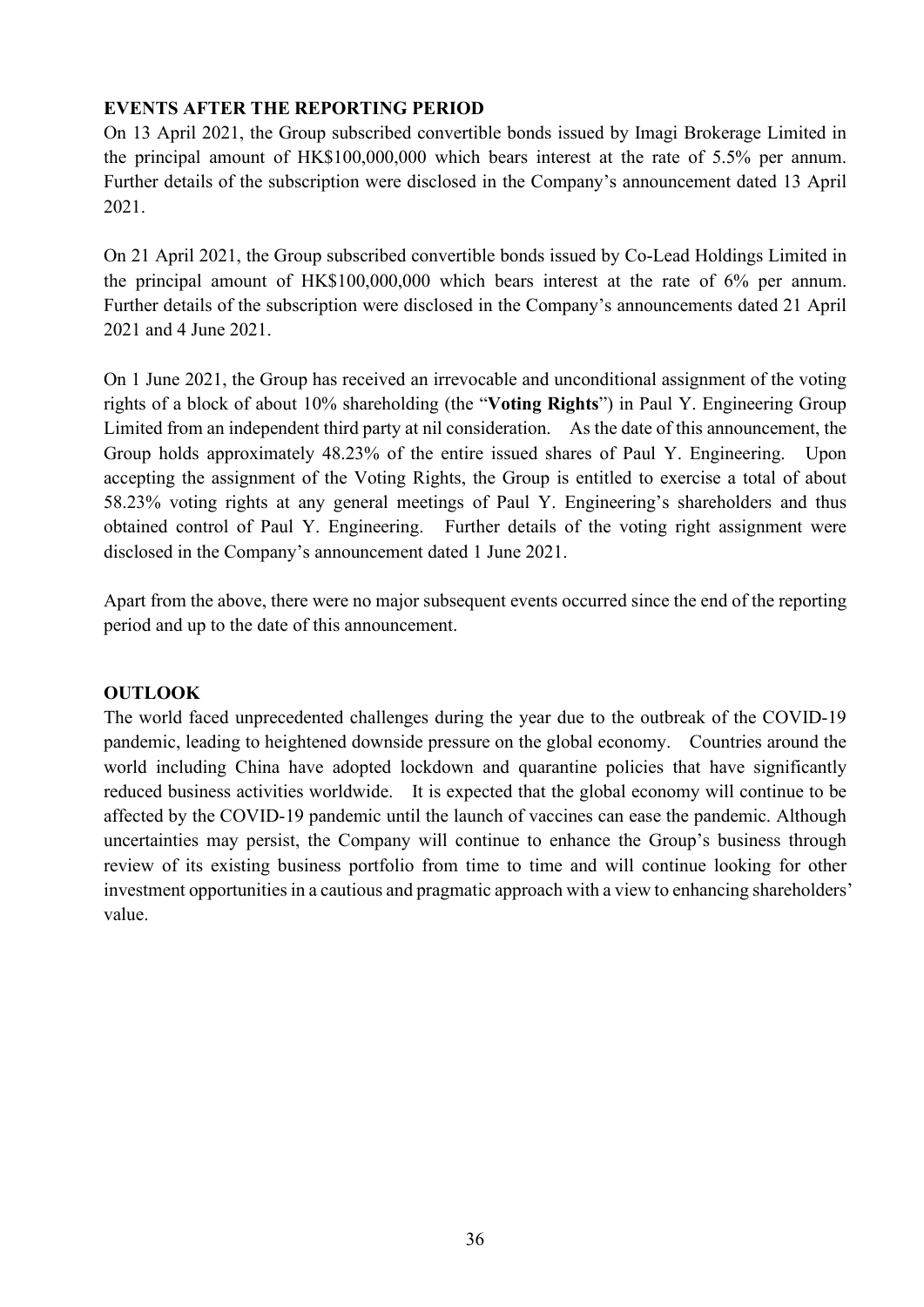## EVENTS AFTER THE REPORTING PERIOD

On 13 April 2021, the Group subscribed convertible bonds issued by Imagi Brokerage Limited in the principal amount of HK$100,000,000 which bears interest at the rate of 5.5% per annum. Further details of the subscription were disclosed in the Company's announcement dated 13 April 2021.

On 21 April 2021, the Group subscribed convertible bonds issued by Co-Lead Holdings Limited in the principal amount of HK$100,000,000 which bears interest at the rate of 6% per annum. Further details of the subscription were disclosed in the Company's announcements dated 21 April 2021 and 4 June 2021.

On 1 June 2021, the Group has received an irrevocable and unconditional assignment of the voting rights of a block of about 10% shareholding (the "**Voting Rights**") in Paul Y. Engineering Group Limited from an independent third party at nil consideration. As the date of this announcement, the Group holds approximately 48.23% of the entire issued shares of Paul Y. Engineering. Upon accepting the assignment of the Voting Rights, the Group is entitled to exercise a total of about 58.23% voting rights at any general meetings of Paul Y. Engineering's shareholders and thus obtained control of Paul Y. Engineering. Further details of the voting right assignment were disclosed in the Company's announcement dated 1 June 2021.

Apart from the above, there were no major subsequent events occurred since the end of the reporting period and up to the date of this announcement.

## OUTLOOK

The world faced unprecedented challenges during the year due to the outbreak of the COVID-19 pandemic, leading to heightened downside pressure on the global economy. Countries around the world including China have adopted lockdown and quarantine policies that have significantly reduced business activities worldwide. It is expected that the global economy will continue to be affected by the COVID-19 pandemic until the launch of vaccines can ease the pandemic. Although uncertainties may persist, the Company will continue to enhance the Group's business through review of its existing business portfolio from time to time and will continue looking for other investment opportunities in a cautious and pragmatic approach with a view to enhancing shareholders' value.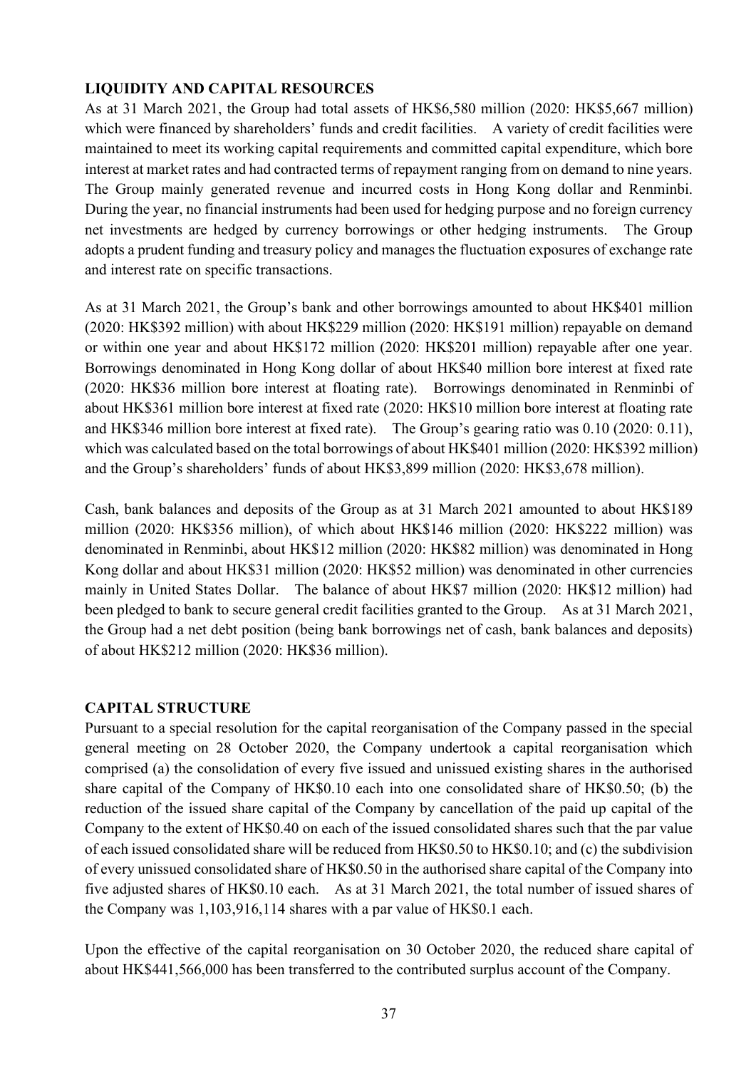**LIQUIDITY AND CAPITAL RESOURCES**

As at 31 March 2021, the Group had total assets of HK$6,580 million (2020: HK$5,667 million) which were financed by shareholders' funds and credit facilities. A variety of credit facilities were maintained to meet its working capital requirements and committed capital expenditure, which bore interest at market rates and had contracted terms of repayment ranging from on demand to nine years. The Group mainly generated revenue and incurred costs in Hong Kong dollar and Renminbi. During the year, no financial instruments had been used for hedging purpose and no foreign currency net investments are hedged by currency borrowings or other hedging instruments. The Group adopts a prudent funding and treasury policy and manages the fluctuation exposures of exchange rate and interest rate on specific transactions.

As at 31 March 2021, the Group's bank and other borrowings amounted to about HK$401 million (2020: HK$392 million) with about HK$229 million (2020: HK$191 million) repayable on demand or within one year and about HK$172 million (2020: HK$201 million) repayable after one year. Borrowings denominated in Hong Kong dollar of about HK$40 million bore interest at fixed rate (2020: HK$36 million bore interest at floating rate). Borrowings denominated in Renminbi of about HK$361 million bore interest at fixed rate (2020: HK$10 million bore interest at floating rate and HK$346 million bore interest at fixed rate). The Group's gearing ratio was 0.10 (2020: 0.11), which was calculated based on the total borrowings of about HK$401 million (2020: HK$392 million) and the Group's shareholders' funds of about HK$3,899 million (2020: HK$3,678 million).

Cash, bank balances and deposits of the Group as at 31 March 2021 amounted to about HK$189 million (2020: HK$356 million), of which about HK$146 million (2020: HK$222 million) was denominated in Renminbi, about HK$12 million (2020: HK$82 million) was denominated in Hong Kong dollar and about HK$31 million (2020: HK$52 million) was denominated in other currencies mainly in United States Dollar. The balance of about HK$7 million (2020: HK$12 million) had been pledged to bank to secure general credit facilities granted to the Group. As at 31 March 2021, the Group had a net debt position (being bank borrowings net of cash, bank balances and deposits) of about HK$212 million (2020: HK$36 million).

**CAPITAL STRUCTURE**

Pursuant to a special resolution for the capital reorganisation of the Company passed in the special general meeting on 28 October 2020, the Company undertook a capital reorganisation which comprised (a) the consolidation of every five issued and unissued existing shares in the authorised share capital of the Company of HK$0.10 each into one consolidated share of HK$0.50; (b) the reduction of the issued share capital of the Company by cancellation of the paid up capital of the Company to the extent of HK$0.40 on each of the issued consolidated shares such that the par value of each issued consolidated share will be reduced from HK$0.50 to HK$0.10; and (c) the subdivision of every unissued consolidated share of HK$0.50 in the authorised share capital of the Company into five adjusted shares of HK$0.10 each. As at 31 March 2021, the total number of issued shares of the Company was 1,103,916,114 shares with a par value of HK$0.1 each.

Upon the effective of the capital reorganisation on 30 October 2020, the reduced share capital of about HK$441,566,000 has been transferred to the contributed surplus account of the Company.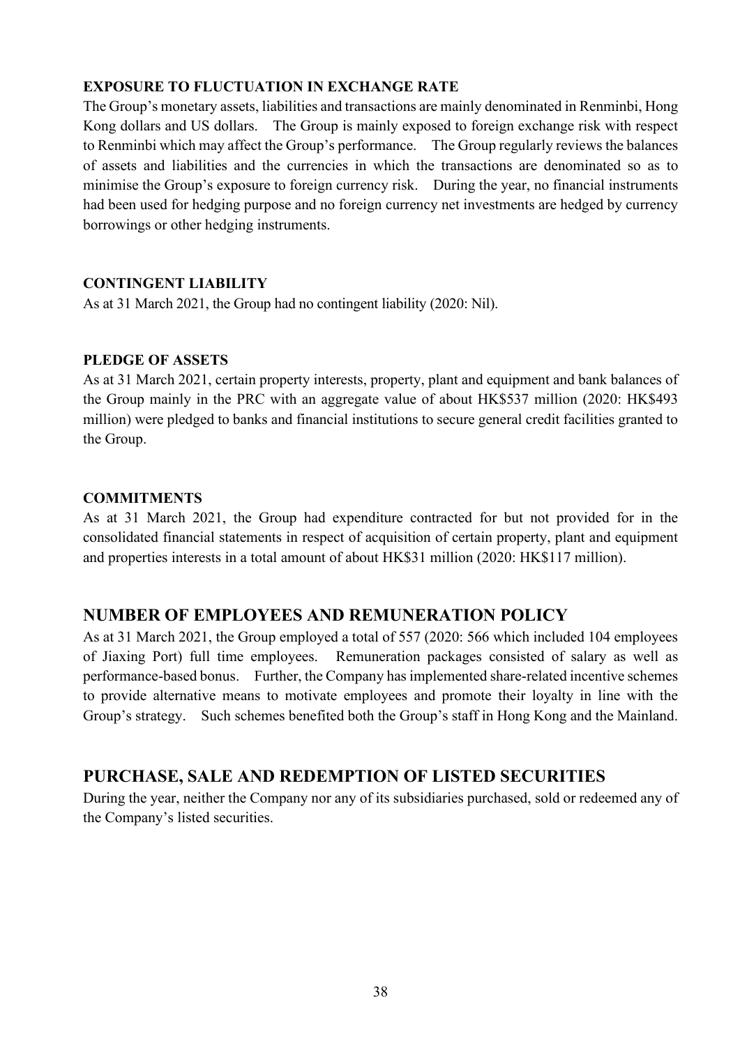### EXPOSURE TO FLUCTUATION IN EXCHANGE RATE

The Group's monetary assets, liabilities and transactions are mainly denominated in Renminbi, Hong Kong dollars and US dollars. The Group is mainly exposed to foreign exchange risk with respect to Renminbi which may affect the Group's performance. The Group regularly reviews the balances of assets and liabilities and the currencies in which the transactions are denominated so as to minimise the Group's exposure to foreign currency risk. During the year, no financial instruments had been used for hedging purpose and no foreign currency net investments are hedged by currency borrowings or other hedging instruments.

### CONTINGENT LIABILITY

As at 31 March 2021, the Group had no contingent liability (2020: Nil).

### PLEDGE OF ASSETS

As at 31 March 2021, certain property interests, property, plant and equipment and bank balances of the Group mainly in the PRC with an aggregate value of about HK$537 million (2020: HK$493 million) were pledged to banks and financial institutions to secure general credit facilities granted to the Group.

### COMMITMENTS

As at 31 March 2021, the Group had expenditure contracted for but not provided for in the consolidated financial statements in respect of acquisition of certain property, plant and equipment and properties interests in a total amount of about HK$31 million (2020: HK$117 million).

## NUMBER OF EMPLOYEES AND REMUNERATION POLICY

As at 31 March 2021, the Group employed a total of 557 (2020: 566 which included 104 employees of Jiaxing Port) full time employees. Remuneration packages consisted of salary as well as performance-based bonus. Further, the Company has implemented share-related incentive schemes to provide alternative means to motivate employees and promote their loyalty in line with the Group's strategy. Such schemes benefited both the Group's staff in Hong Kong and the Mainland.

## PURCHASE, SALE AND REDEMPTION OF LISTED SECURITIES

During the year, neither the Company nor any of its subsidiaries purchased, sold or redeemed any of the Company's listed securities.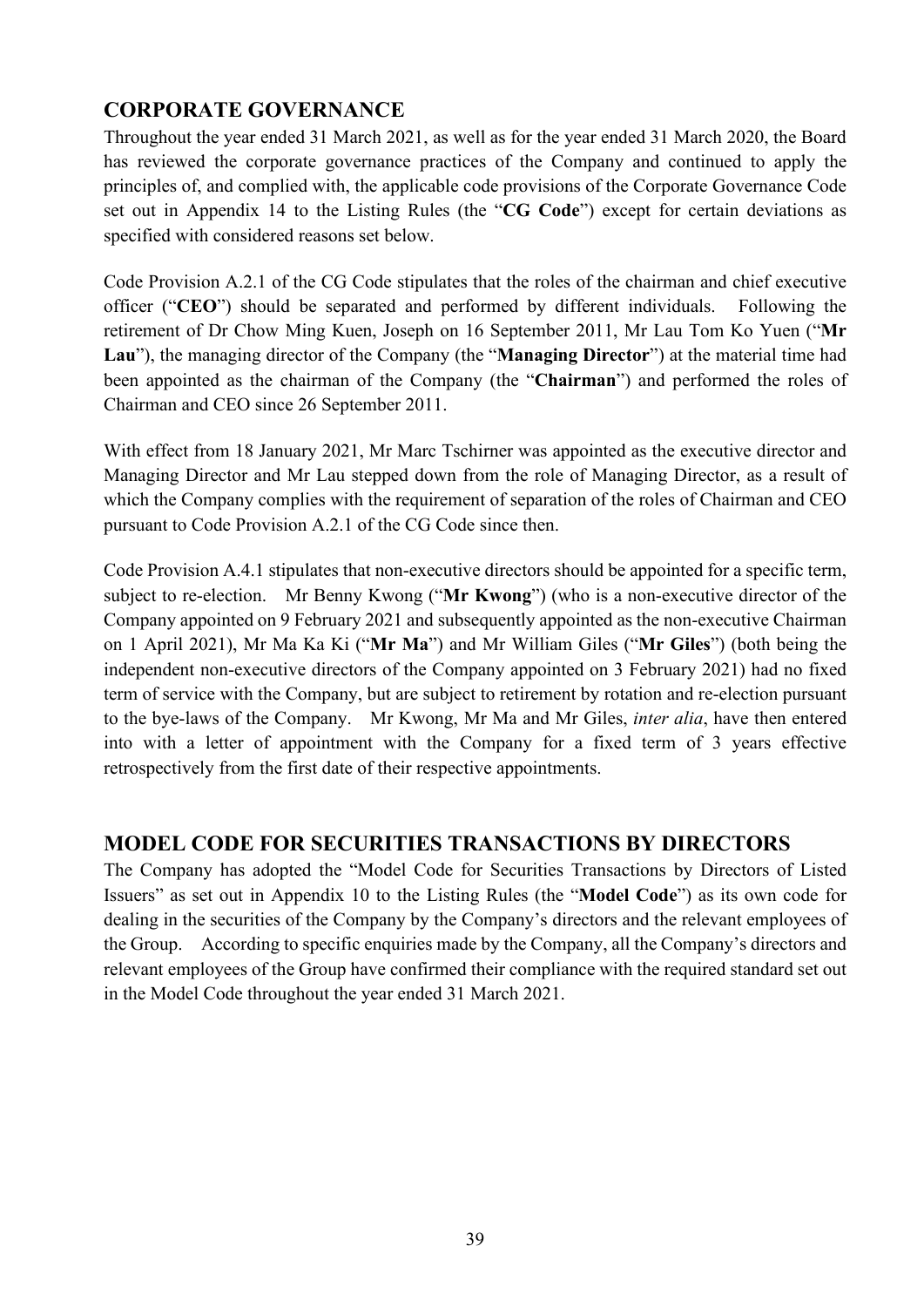## CORPORATE GOVERNANCE

Throughout the year ended 31 March 2021, as well as for the year ended 31 March 2020, the Board has reviewed the corporate governance practices of the Company and continued to apply the principles of, and complied with, the applicable code provisions of the Corporate Governance Code set out in Appendix 14 to the Listing Rules (the "**CG Code**") except for certain deviations as specified with considered reasons set below.

Code Provision A.2.1 of the CG Code stipulates that the roles of the chairman and chief executive officer ("**CEO**") should be separated and performed by different individuals. Following the retirement of Dr Chow Ming Kuen, Joseph on 16 September 2011, Mr Lau Tom Ko Yuen ("**Mr Lau**"), the managing director of the Company (the "**Managing Director**") at the material time had been appointed as the chairman of the Company (the "**Chairman**") and performed the roles of Chairman and CEO since 26 September 2011.

With effect from 18 January 2021, Mr Marc Tschirner was appointed as the executive director and Managing Director and Mr Lau stepped down from the role of Managing Director, as a result of which the Company complies with the requirement of separation of the roles of Chairman and CEO pursuant to Code Provision A.2.1 of the CG Code since then.

Code Provision A.4.1 stipulates that non-executive directors should be appointed for a specific term, subject to re-election. Mr Benny Kwong ("**Mr Kwong**") (who is a non-executive director of the Company appointed on 9 February 2021 and subsequently appointed as the non-executive Chairman on 1 April 2021), Mr Ma Ka Ki ("**Mr Ma**") and Mr William Giles ("**Mr Giles**") (both being the independent non-executive directors of the Company appointed on 3 February 2021) had no fixed term of service with the Company, but are subject to retirement by rotation and re-election pursuant to the bye-laws of the Company. Mr Kwong, Mr Ma and Mr Giles, *inter alia*, have then entered into with a letter of appointment with the Company for a fixed term of 3 years effective retrospectively from the first date of their respective appointments.

## MODEL CODE FOR SECURITIES TRANSACTIONS BY DIRECTORS

The Company has adopted the "Model Code for Securities Transactions by Directors of Listed Issuers" as set out in Appendix 10 to the Listing Rules (the "**Model Code**") as its own code for dealing in the securities of the Company by the Company's directors and the relevant employees of the Group. According to specific enquiries made by the Company, all the Company's directors and relevant employees of the Group have confirmed their compliance with the required standard set out in the Model Code throughout the year ended 31 March 2021.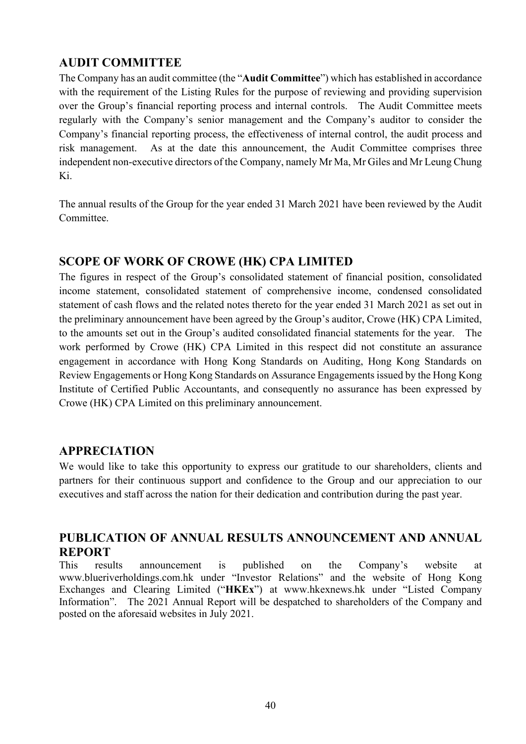## AUDIT COMMITTEE

The Company has an audit committee (the "**Audit Committee**") which has established in accordance with the requirement of the Listing Rules for the purpose of reviewing and providing supervision over the Group's financial reporting process and internal controls. The Audit Committee meets regularly with the Company's senior management and the Company's auditor to consider the Company's financial reporting process, the effectiveness of internal control, the audit process and risk management. As at the date this announcement, the Audit Committee comprises three independent non-executive directors of the Company, namely Mr Ma, Mr Giles and Mr Leung Chung Ki.

The annual results of the Group for the year ended 31 March 2021 have been reviewed by the Audit Committee.

## SCOPE OF WORK OF CROWE (HK) CPA LIMITED

The figures in respect of the Group's consolidated statement of financial position, consolidated income statement, consolidated statement of comprehensive income, condensed consolidated statement of cash flows and the related notes thereto for the year ended 31 March 2021 as set out in the preliminary announcement have been agreed by the Group's auditor, Crowe (HK) CPA Limited, to the amounts set out in the Group's audited consolidated financial statements for the year. The work performed by Crowe (HK) CPA Limited in this respect did not constitute an assurance engagement in accordance with Hong Kong Standards on Auditing, Hong Kong Standards on Review Engagements or Hong Kong Standards on Assurance Engagements issued by the Hong Kong Institute of Certified Public Accountants, and consequently no assurance has been expressed by Crowe (HK) CPA Limited on this preliminary announcement.

## APPRECIATION

We would like to take this opportunity to express our gratitude to our shareholders, clients and partners for their continuous support and confidence to the Group and our appreciation to our executives and staff across the nation for their dedication and contribution during the past year.

## PUBLICATION OF ANNUAL RESULTS ANNOUNCEMENT AND ANNUAL REPORT

This results announcement is published on the Company's website at www.blueriverholdings.com.hk under "Investor Relations" and the website of Hong Kong Exchanges and Clearing Limited ("**HKEx**") at www.hkexnews.hk under "Listed Company Information". The 2021 Annual Report will be despatched to shareholders of the Company and posted on the aforesaid websites in July 2021.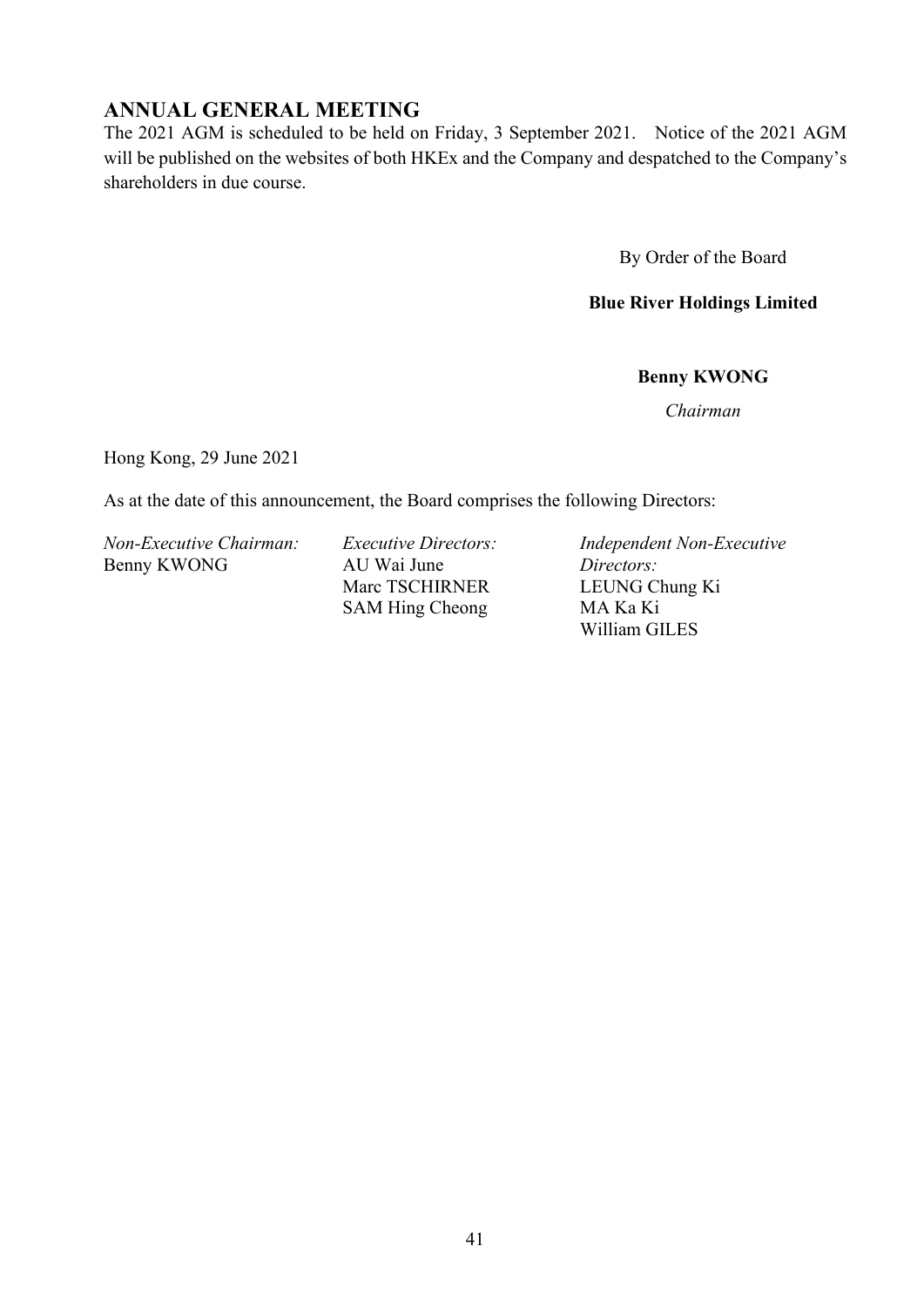## ANNUAL GENERAL MEETING

The 2021 AGM is scheduled to be held on Friday, 3 September 2021. Notice of the 2021 AGM will be published on the websites of both HKEx and the Company and despatched to the Company's shareholders in due course.

By Order of the Board

**Blue River Holdings Limited**

**Benny KWONG**

*Chairman*

Hong Kong, 29 June 2021

As at the date of this announcement, the Board comprises the following Directors:

*Non-Executive Chairman:*
Benny KWONG

*Executive Directors:*
AU Wai June
Marc TSCHIRNER
SAM Hing Cheong

*Independent Non-Executive Directors:*
LEUNG Chung Ki
MA Ka Ki
William GILES